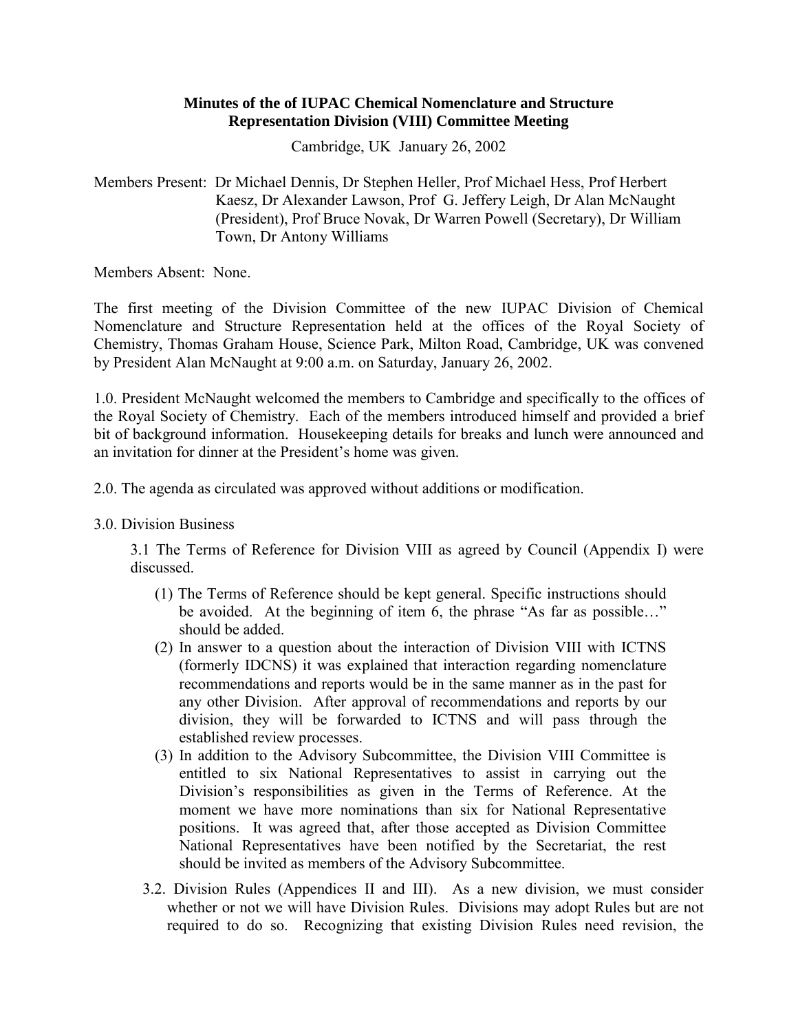# Minutes of the of IUPAC Chemical Nomenclature and Structure Representation Division (VIII) Committee Meeting

Cambridge, UK January 26, 2002

Members Present: Dr Michael Dennis, Dr Stephen Heller, Prof Michael Hess, Prof Herbert Kaesz, Dr Alexander Lawson, Prof G. Jeffery Leigh, Dr Alan McNaught (President), Prof Bruce Novak, Dr Warren Powell (Secretary), Dr William Town, Dr Antony Williams

Members Absent: None.

The first meeting of the Division Committee of the new IUPAC Division of Chemical Nomenclature and Structure Representation held at the offices of the Royal Society of Chemistry, Thomas Graham House, Science Park, Milton Road, Cambridge, UK was convened by President Alan McNaught at 9:00 a.m. on Saturday, January 26, 2002.

1.0. President McNaught welcomed the members to Cambridge and specifically to the offices of the Royal Society of Chemistry. Each of the members introduced himself and provided a brief bit of background information. Housekeeping details for breaks and lunch were announced and an invitation for dinner at the President's home was given.

2.0. The agenda as circulated was approved without additions or modification.

3.0. Division Business

3.1 The Terms of Reference for Division VIII as agreed by Council (Appendix I) were discussed.

(1) The Terms of Reference should be kept general. Specific instructions should be avoided. At the beginning of item 6, the phrase "As far as possible…" should be added.

(2) In answer to a question about the interaction of Division VIII with ICTNS (formerly IDCNS) it was explained that interaction regarding nomenclature recommendations and reports would be in the same manner as in the past for any other Division. After approval of recommendations and reports by our division, they will be forwarded to ICTNS and will pass through the established review processes.

(3) In addition to the Advisory Subcommittee, the Division VIII Committee is entitled to six National Representatives to assist in carrying out the Division's responsibilities as given in the Terms of Reference. At the moment we have more nominations than six for National Representative positions. It was agreed that, after those accepted as Division Committee National Representatives have been notified by the Secretariat, the rest should be invited as members of the Advisory Subcommittee.

3.2. Division Rules (Appendices II and III). As a new division, we must consider whether or not we will have Division Rules. Divisions may adopt Rules but are not required to do so. Recognizing that existing Division Rules need revision, the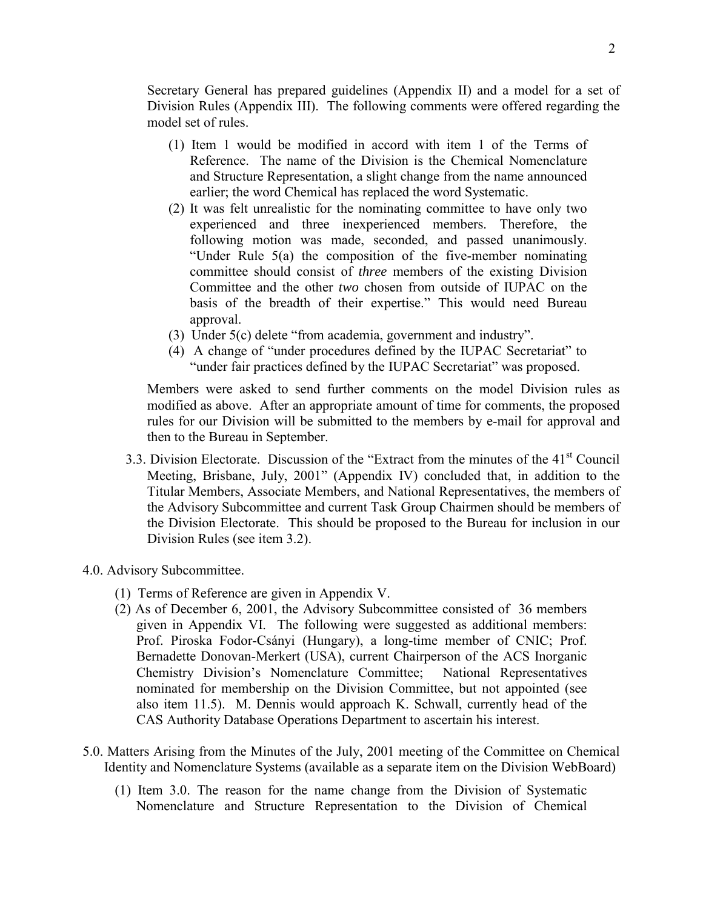Secretary General has prepared guidelines (Appendix II) and a model for a set of Division Rules (Appendix III). The following comments were offered regarding the model set of rules.

(1) Item 1 would be modified in accord with item 1 of the Terms of Reference. The name of the Division is the Chemical Nomenclature and Structure Representation, a slight change from the name announced earlier; the word Chemical has replaced the word Systematic.

(2) It was felt unrealistic for the nominating committee to have only two experienced and three inexperienced members. Therefore, the following motion was made, seconded, and passed unanimously. "Under Rule 5(a) the composition of the five-member nominating committee should consist of *three* members of the existing Division Committee and the other *two* chosen from outside of IUPAC on the basis of the breadth of their expertise." This would need Bureau approval.

(3) Under 5(c) delete "from academia, government and industry".

(4) A change of "under procedures defined by the IUPAC Secretariat" to "under fair practices defined by the IUPAC Secretariat" was proposed.

Members were asked to send further comments on the model Division rules as modified as above. After an appropriate amount of time for comments, the proposed rules for our Division will be submitted to the members by e-mail for approval and then to the Bureau in September.

3.3. Division Electorate. Discussion of the "Extract from the minutes of the 41st Council Meeting, Brisbane, July, 2001" (Appendix IV) concluded that, in addition to the Titular Members, Associate Members, and National Representatives, the members of the Advisory Subcommittee and current Task Group Chairmen should be members of the Division Electorate. This should be proposed to the Bureau for inclusion in our Division Rules (see item 3.2).

4.0. Advisory Subcommittee.

(1) Terms of Reference are given in Appendix V.

(2) As of December 6, 2001, the Advisory Subcommittee consisted of 36 members given in Appendix VI. The following were suggested as additional members: Prof. Piroska Fodor-Csányi (Hungary), a long-time member of CNIC; Prof. Bernadette Donovan-Merkert (USA), current Chairperson of the ACS Inorganic Chemistry Division's Nomenclature Committee; National Representatives nominated for membership on the Division Committee, but not appointed (see also item 11.5). M. Dennis would approach K. Schwall, currently head of the CAS Authority Database Operations Department to ascertain his interest.

5.0. Matters Arising from the Minutes of the July, 2001 meeting of the Committee on Chemical Identity and Nomenclature Systems (available as a separate item on the Division WebBoard)

(1) Item 3.0. The reason for the name change from the Division of Systematic Nomenclature and Structure Representation to the Division of Chemical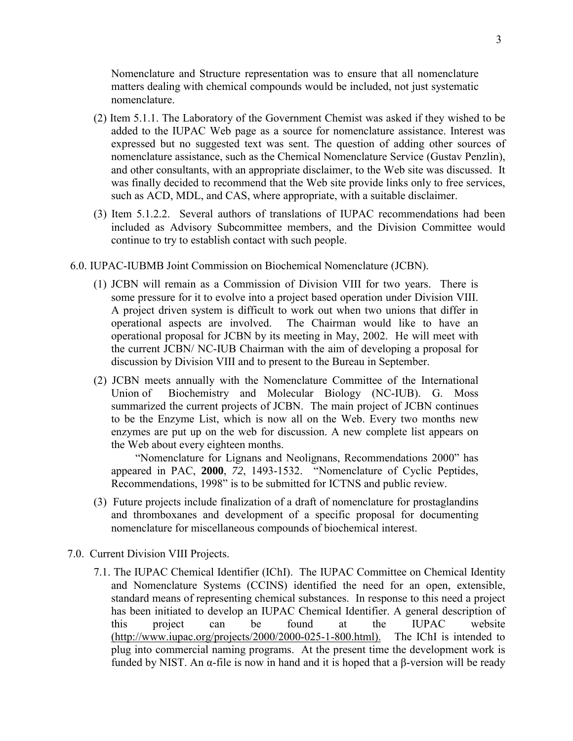Nomenclature and Structure representation was to ensure that all nomenclature matters dealing with chemical compounds would be included, not just systematic nomenclature.

(2) Item 5.1.1. The Laboratory of the Government Chemist was asked if they wished to be added to the IUPAC Web page as a source for nomenclature assistance. Interest was expressed but no suggested text was sent. The question of adding other sources of nomenclature assistance, such as the Chemical Nomenclature Service (Gustav Penzlin), and other consultants, with an appropriate disclaimer, to the Web site was discussed. It was finally decided to recommend that the Web site provide links only to free services, such as ACD, MDL, and CAS, where appropriate, with a suitable disclaimer.

(3) Item 5.1.2.2. Several authors of translations of IUPAC recommendations had been included as Advisory Subcommittee members, and the Division Committee would continue to try to establish contact with such people.

6.0. IUPAC-IUBMB Joint Commission on Biochemical Nomenclature (JCBN).

(1) JCBN will remain as a Commission of Division VIII for two years. There is some pressure for it to evolve into a project based operation under Division VIII. A project driven system is difficult to work out when two unions that differ in operational aspects are involved. The Chairman would like to have an operational proposal for JCBN by its meeting in May, 2002. He will meet with the current JCBN/ NC-IUB Chairman with the aim of developing a proposal for discussion by Division VIII and to present to the Bureau in September.

(2) JCBN meets annually with the Nomenclature Committee of the International Union of Biochemistry and Molecular Biology (NC-IUB). G. Moss summarized the current projects of JCBN. The main project of JCBN continues to be the Enzyme List, which is now all on the Web. Every two months new enzymes are put up on the web for discussion. A new complete list appears on the Web about every eighteen months.

"Nomenclature for Lignans and Neolignans, Recommendations 2000" has appeared in PAC, **2000**, *72*, 1493-1532. "Nomenclature of Cyclic Peptides, Recommendations, 1998" is to be submitted for ICTNS and public review.

(3) Future projects include finalization of a draft of nomenclature for prostaglandins and thromboxanes and development of a specific proposal for documenting nomenclature for miscellaneous compounds of biochemical interest.

7.0. Current Division VIII Projects.

7.1. The IUPAC Chemical Identifier (IChI). The IUPAC Committee on Chemical Identity and Nomenclature Systems (CCINS) identified the need for an open, extensible, standard means of representing chemical substances. In response to this need a project has been initiated to develop an IUPAC Chemical Identifier. A general description of this project can be found at the IUPAC website (http://www.iupac.org/projects/2000/2000-025-1-800.html). The IChI is intended to plug into commercial naming programs. At the present time the development work is funded by NIST. An α-file is now in hand and it is hoped that a β-version will be ready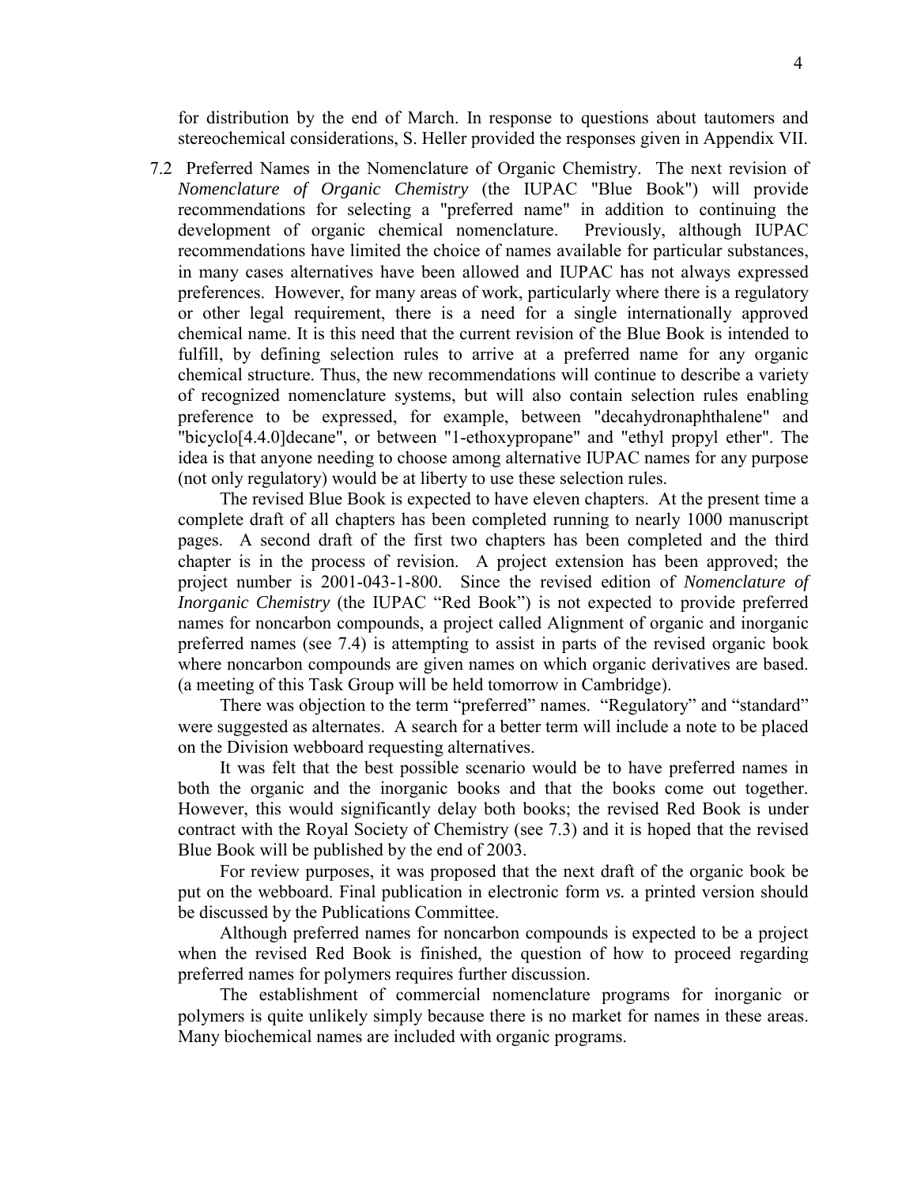for distribution by the end of March. In response to questions about tautomers and stereochemical considerations, S. Heller provided the responses given in Appendix VII.

7.2 Preferred Names in the Nomenclature of Organic Chemistry. The next revision of *Nomenclature of Organic Chemistry* (the IUPAC "Blue Book") will provide recommendations for selecting a "preferred name" in addition to continuing the development of organic chemical nomenclature. Previously, although IUPAC recommendations have limited the choice of names available for particular substances, in many cases alternatives have been allowed and IUPAC has not always expressed preferences. However, for many areas of work, particularly where there is a regulatory or other legal requirement, there is a need for a single internationally approved chemical name. It is this need that the current revision of the Blue Book is intended to fulfill, by defining selection rules to arrive at a preferred name for any organic chemical structure. Thus, the new recommendations will continue to describe a variety of recognized nomenclature systems, but will also contain selection rules enabling preference to be expressed, for example, between "decahydronaphthalene" and "bicyclo[4.4.0]decane", or between "1-ethoxypropane" and "ethyl propyl ether". The idea is that anyone needing to choose among alternative IUPAC names for any purpose (not only regulatory) would be at liberty to use these selection rules.

The revised Blue Book is expected to have eleven chapters. At the present time a complete draft of all chapters has been completed running to nearly 1000 manuscript pages. A second draft of the first two chapters has been completed and the third chapter is in the process of revision. A project extension has been approved; the project number is 2001-043-1-800. Since the revised edition of *Nomenclature of Inorganic Chemistry* (the IUPAC "Red Book") is not expected to provide preferred names for noncarbon compounds, a project called Alignment of organic and inorganic preferred names (see 7.4) is attempting to assist in parts of the revised organic book where noncarbon compounds are given names on which organic derivatives are based. (a meeting of this Task Group will be held tomorrow in Cambridge).

There was objection to the term "preferred" names. "Regulatory" and "standard" were suggested as alternates. A search for a better term will include a note to be placed on the Division webboard requesting alternatives.

It was felt that the best possible scenario would be to have preferred names in both the organic and the inorganic books and that the books come out together. However, this would significantly delay both books; the revised Red Book is under contract with the Royal Society of Chemistry (see 7.3) and it is hoped that the revised Blue Book will be published by the end of 2003.

For review purposes, it was proposed that the next draft of the organic book be put on the webboard. Final publication in electronic form *vs.* a printed version should be discussed by the Publications Committee.

Although preferred names for noncarbon compounds is expected to be a project when the revised Red Book is finished, the question of how to proceed regarding preferred names for polymers requires further discussion.

The establishment of commercial nomenclature programs for inorganic or polymers is quite unlikely simply because there is no market for names in these areas. Many biochemical names are included with organic programs.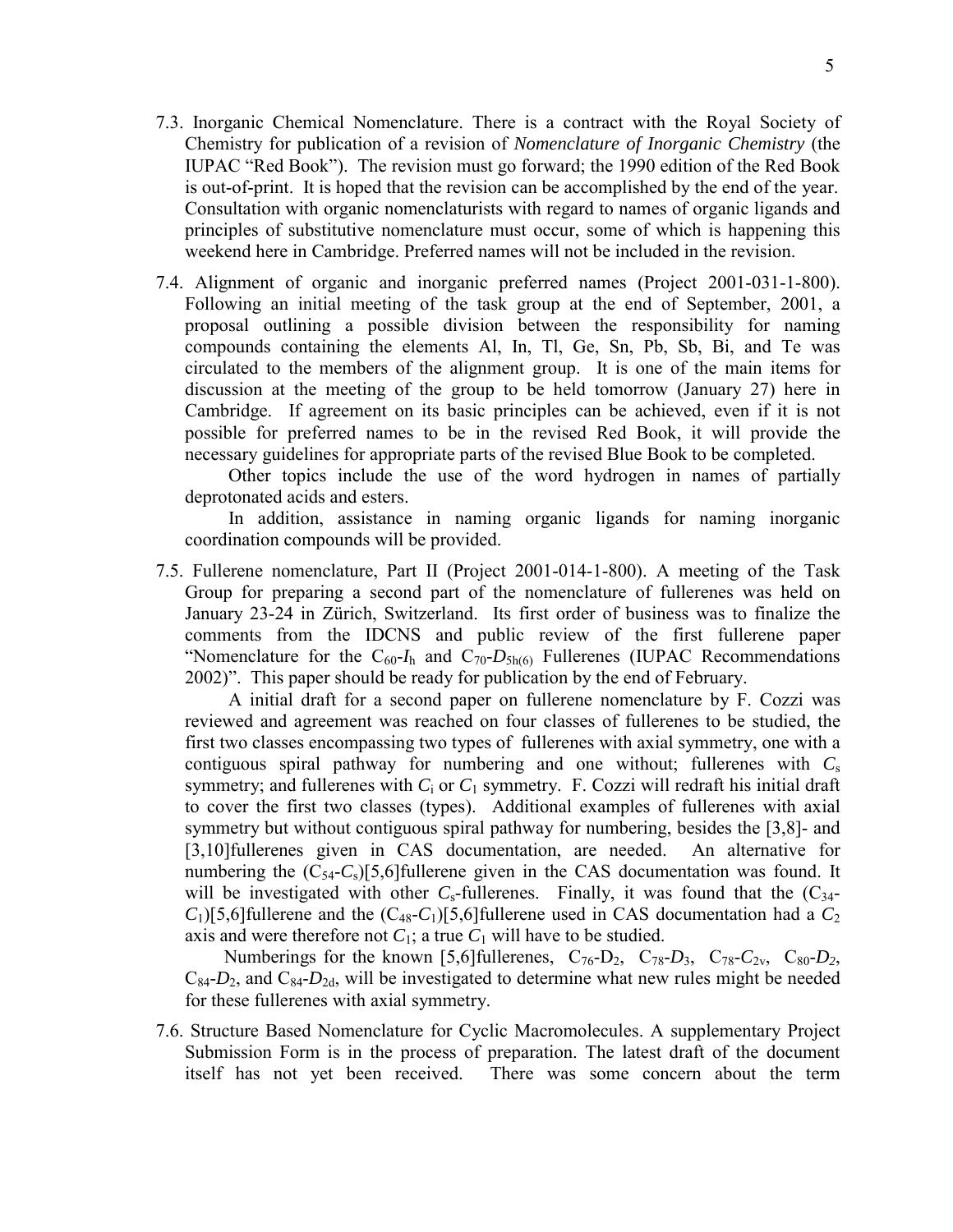7.3. Inorganic Chemical Nomenclature. There is a contract with the Royal Society of Chemistry for publication of a revision of *Nomenclature of Inorganic Chemistry* (the IUPAC "Red Book"). The revision must go forward; the 1990 edition of the Red Book is out-of-print. It is hoped that the revision can be accomplished by the end of the year. Consultation with organic nomenclaturists with regard to names of organic ligands and principles of substitutive nomenclature must occur, some of which is happening this weekend here in Cambridge. Preferred names will not be included in the revision.

7.4. Alignment of organic and inorganic preferred names (Project 2001-031-1-800). Following an initial meeting of the task group at the end of September, 2001, a proposal outlining a possible division between the responsibility for naming compounds containing the elements Al, In, Tl, Ge, Sn, Pb, Sb, Bi, and Te was circulated to the members of the alignment group. It is one of the main items for discussion at the meeting of the group to be held tomorrow (January 27) here in Cambridge. If agreement on its basic principles can be achieved, even if it is not possible for preferred names to be in the revised Red Book, it will provide the necessary guidelines for appropriate parts of the revised Blue Book to be completed.

Other topics include the use of the word hydrogen in names of partially deprotonated acids and esters.

In addition, assistance in naming organic ligands for naming inorganic coordination compounds will be provided.

7.5. Fullerene nomenclature, Part II (Project 2001-014-1-800). A meeting of the Task Group for preparing a second part of the nomenclature of fullerenes was held on January 23-24 in Zürich, Switzerland. Its first order of business was to finalize the comments from the IDCNS and public review of the first fullerene paper "Nomenclature for the $C_{60}$-$I_h$ and $C_{70}$-$D_{5h(6)}$ Fullerenes (IUPAC Recommendations 2002)". This paper should be ready for publication by the end of February.

A initial draft for a second paper on fullerene nomenclature by F. Cozzi was reviewed and agreement was reached on four classes of fullerenes to be studied, the first two classes encompassing two types of fullerenes with axial symmetry, one with a contiguous spiral pathway for numbering and one without; fullerenes with $C_s$ symmetry; and fullerenes with $C_i$ or $C_1$ symmetry. F. Cozzi will redraft his initial draft to cover the first two classes (types). Additional examples of fullerenes with axial symmetry but without contiguous spiral pathway for numbering, besides the [3,8]- and [3,10]fullerenes given in CAS documentation, are needed. An alternative for numbering the ($C_{54}$-$C_s$)[5,6]fullerene given in the CAS documentation was found. It will be investigated with other $C_s$-fullerenes. Finally, it was found that the ($C_{34}$-$C_1$)[5,6]fullerene and the ($C_{48}$-$C_1$)[5,6]fullerene used in CAS documentation had a $C_2$ axis and were therefore not $C_1$; a true $C_1$ will have to be studied.

Numberings for the known [5,6]fullerenes, $C_{76}$-$D_2$, $C_{78}$-$D_3$, $C_{78}$-$C_{2v}$, $C_{80}$-$D_2$, $C_{84}$-$D_2$, and $C_{84}$-$D_{2d}$, will be investigated to determine what new rules might be needed for these fullerenes with axial symmetry.

7.6. Structure Based Nomenclature for Cyclic Macromolecules. A supplementary Project Submission Form is in the process of preparation. The latest draft of the document itself has not yet been received. There was some concern about the term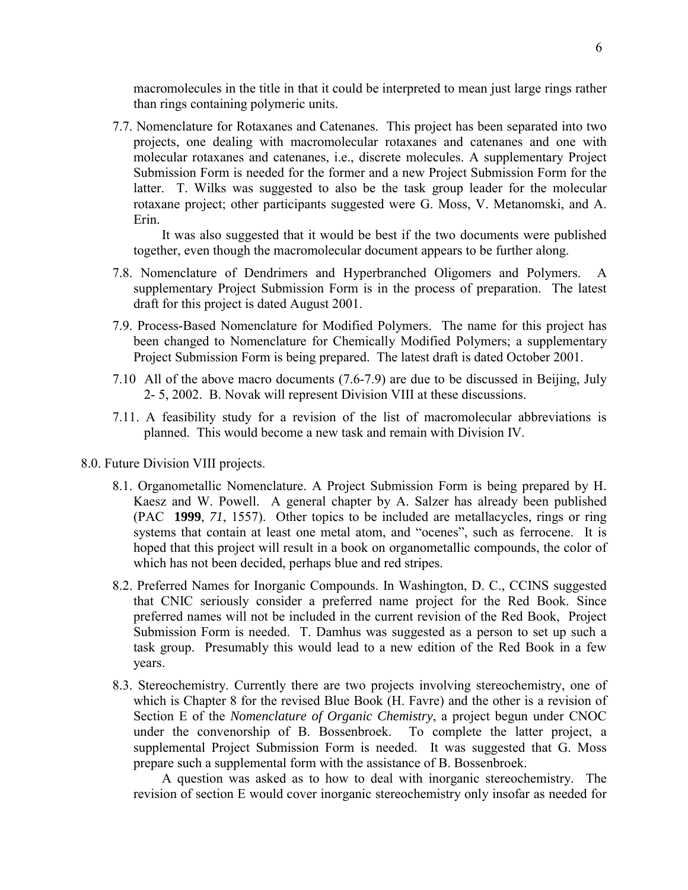macromolecules in the title in that it could be interpreted to mean just large rings rather than rings containing polymeric units.

7.7. Nomenclature for Rotaxanes and Catenanes. This project has been separated into two projects, one dealing with macromolecular rotaxanes and catenanes and one with molecular rotaxanes and catenanes, i.e., discrete molecules. A supplementary Project Submission Form is needed for the former and a new Project Submission Form for the latter. T. Wilks was suggested to also be the task group leader for the molecular rotaxane project; other participants suggested were G. Moss, V. Metanomski, and A. Erin.

It was also suggested that it would be best if the two documents were published together, even though the macromolecular document appears to be further along.

7.8. Nomenclature of Dendrimers and Hyperbranched Oligomers and Polymers. A supplementary Project Submission Form is in the process of preparation. The latest draft for this project is dated August 2001.

7.9. Process-Based Nomenclature for Modified Polymers. The name for this project has been changed to Nomenclature for Chemically Modified Polymers; a supplementary Project Submission Form is being prepared. The latest draft is dated October 2001.

7.10 All of the above macro documents (7.6-7.9) are due to be discussed in Beijing, July 2- 5, 2002. B. Novak will represent Division VIII at these discussions.

7.11. A feasibility study for a revision of the list of macromolecular abbreviations is planned. This would become a new task and remain with Division IV.

8.0. Future Division VIII projects.

8.1. Organometallic Nomenclature. A Project Submission Form is being prepared by H. Kaesz and W. Powell. A general chapter by A. Salzer has already been published (PAC **1999**, *71*, 1557). Other topics to be included are metallacycles, rings or ring systems that contain at least one metal atom, and "ocenes", such as ferrocene. It is hoped that this project will result in a book on organometallic compounds, the color of which has not been decided, perhaps blue and red stripes.

8.2. Preferred Names for Inorganic Compounds. In Washington, D. C., CCINS suggested that CNIC seriously consider a preferred name project for the Red Book. Since preferred names will not be included in the current revision of the Red Book, Project Submission Form is needed. T. Damhus was suggested as a person to set up such a task group. Presumably this would lead to a new edition of the Red Book in a few years.

8.3. Stereochemistry. Currently there are two projects involving stereochemistry, one of which is Chapter 8 for the revised Blue Book (H. Favre) and the other is a revision of Section E of the *Nomenclature of Organic Chemistry*, a project begun under CNOC under the convenorship of B. Bossenbroek. To complete the latter project, a supplemental Project Submission Form is needed. It was suggested that G. Moss prepare such a supplemental form with the assistance of B. Bossenbroek.

A question was asked as to how to deal with inorganic stereochemistry. The revision of section E would cover inorganic stereochemistry only insofar as needed for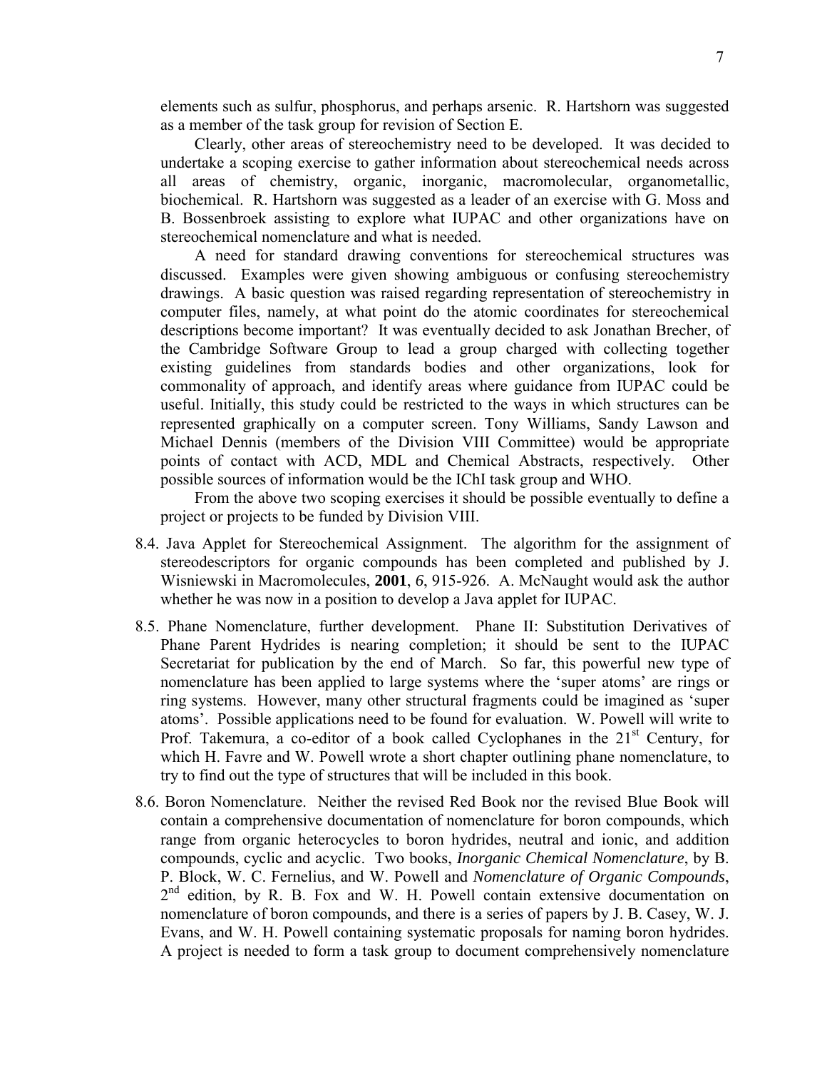elements such as sulfur, phosphorus, and perhaps arsenic. R. Hartshorn was suggested as a member of the task group for revision of Section E.

Clearly, other areas of stereochemistry need to be developed. It was decided to undertake a scoping exercise to gather information about stereochemical needs across all areas of chemistry, organic, inorganic, macromolecular, organometallic, biochemical. R. Hartshorn was suggested as a leader of an exercise with G. Moss and B. Bossenbroek assisting to explore what IUPAC and other organizations have on stereochemical nomenclature and what is needed.

A need for standard drawing conventions for stereochemical structures was discussed. Examples were given showing ambiguous or confusing stereochemistry drawings. A basic question was raised regarding representation of stereochemistry in computer files, namely, at what point do the atomic coordinates for stereochemical descriptions become important? It was eventually decided to ask Jonathan Brecher, of the Cambridge Software Group to lead a group charged with collecting together existing guidelines from standards bodies and other organizations, look for commonality of approach, and identify areas where guidance from IUPAC could be useful. Initially, this study could be restricted to the ways in which structures can be represented graphically on a computer screen. Tony Williams, Sandy Lawson and Michael Dennis (members of the Division VIII Committee) would be appropriate points of contact with ACD, MDL and Chemical Abstracts, respectively. Other possible sources of information would be the IChI task group and WHO.

From the above two scoping exercises it should be possible eventually to define a project or projects to be funded by Division VIII.

8.4. Java Applet for Stereochemical Assignment. The algorithm for the assignment of stereodescriptors for organic compounds has been completed and published by J. Wisniewski in Macromolecules, **2001**, *6*, 915-926. A. McNaught would ask the author whether he was now in a position to develop a Java applet for IUPAC.

8.5. Phane Nomenclature, further development. Phane II: Substitution Derivatives of Phane Parent Hydrides is nearing completion; it should be sent to the IUPAC Secretariat for publication by the end of March. So far, this powerful new type of nomenclature has been applied to large systems where the 'super atoms' are rings or ring systems. However, many other structural fragments could be imagined as 'super atoms'. Possible applications need to be found for evaluation. W. Powell will write to Prof. Takemura, a co-editor of a book called Cyclophanes in the 21st Century, for which H. Favre and W. Powell wrote a short chapter outlining phane nomenclature, to try to find out the type of structures that will be included in this book.

8.6. Boron Nomenclature. Neither the revised Red Book nor the revised Blue Book will contain a comprehensive documentation of nomenclature for boron compounds, which range from organic heterocycles to boron hydrides, neutral and ionic, and addition compounds, cyclic and acyclic. Two books, *Inorganic Chemical Nomenclature*, by B. P. Block, W. C. Fernelius, and W. Powell and *Nomenclature of Organic Compounds*, 2nd edition, by R. B. Fox and W. H. Powell contain extensive documentation on nomenclature of boron compounds, and there is a series of papers by J. B. Casey, W. J. Evans, and W. H. Powell containing systematic proposals for naming boron hydrides. A project is needed to form a task group to document comprehensively nomenclature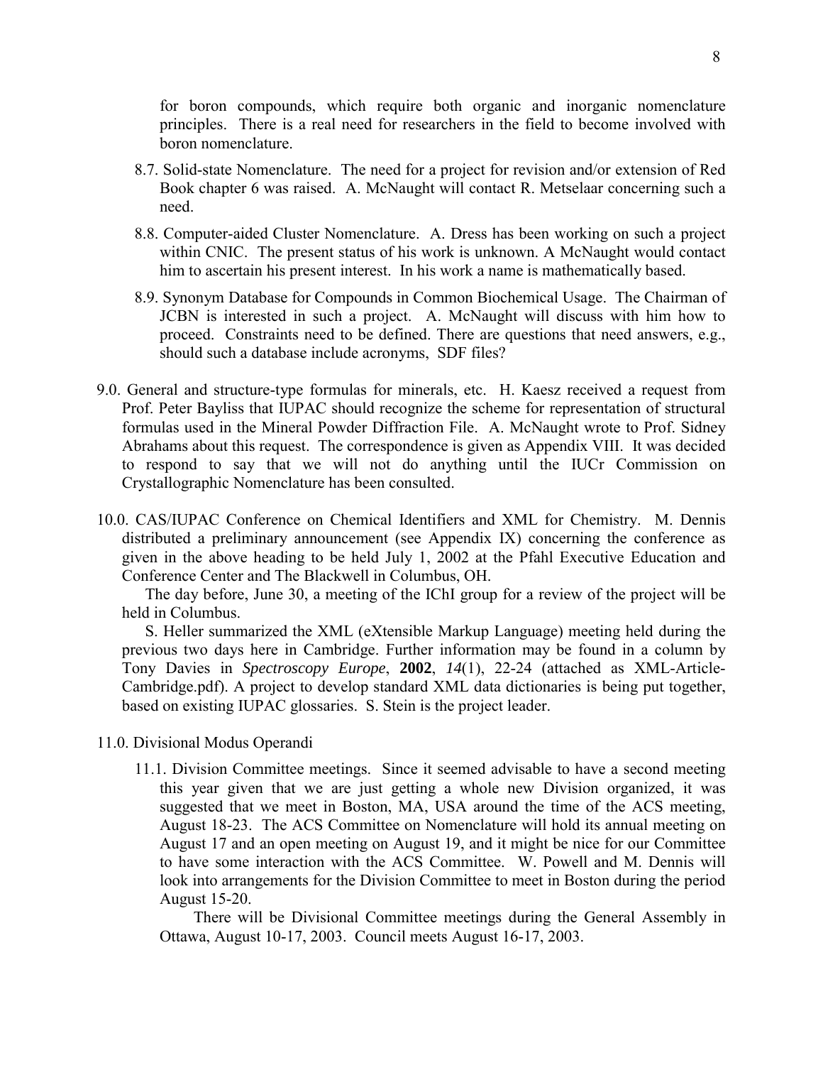for boron compounds, which require both organic and inorganic nomenclature principles. There is a real need for researchers in the field to become involved with boron nomenclature.

8.7. Solid-state Nomenclature. The need for a project for revision and/or extension of Red Book chapter 6 was raised. A. McNaught will contact R. Metselaar concerning such a need.

8.8. Computer-aided Cluster Nomenclature. A. Dress has been working on such a project within CNIC. The present status of his work is unknown. A McNaught would contact him to ascertain his present interest. In his work a name is mathematically based.

8.9. Synonym Database for Compounds in Common Biochemical Usage. The Chairman of JCBN is interested in such a project. A. McNaught will discuss with him how to proceed. Constraints need to be defined. There are questions that need answers, e.g., should such a database include acronyms, SDF files?

9.0. General and structure-type formulas for minerals, etc. H. Kaesz received a request from Prof. Peter Bayliss that IUPAC should recognize the scheme for representation of structural formulas used in the Mineral Powder Diffraction File. A. McNaught wrote to Prof. Sidney Abrahams about this request. The correspondence is given as Appendix VIII. It was decided to respond to say that we will not do anything until the IUCr Commission on Crystallographic Nomenclature has been consulted.

10.0. CAS/IUPAC Conference on Chemical Identifiers and XML for Chemistry. M. Dennis distributed a preliminary announcement (see Appendix IX) concerning the conference as given in the above heading to be held July 1, 2002 at the Pfahl Executive Education and Conference Center and The Blackwell in Columbus, OH.

The day before, June 30, a meeting of the IChI group for a review of the project will be held in Columbus.

S. Heller summarized the XML (eXtensible Markup Language) meeting held during the previous two days here in Cambridge. Further information may be found in a column by Tony Davies in *Spectroscopy Europe*, **2002**, *14*(1), 22-24 (attached as XML-Article-Cambridge.pdf). A project to develop standard XML data dictionaries is being put together, based on existing IUPAC glossaries. S. Stein is the project leader.

11.0. Divisional Modus Operandi

11.1. Division Committee meetings. Since it seemed advisable to have a second meeting this year given that we are just getting a whole new Division organized, it was suggested that we meet in Boston, MA, USA around the time of the ACS meeting, August 18-23. The ACS Committee on Nomenclature will hold its annual meeting on August 17 and an open meeting on August 19, and it might be nice for our Committee to have some interaction with the ACS Committee. W. Powell and M. Dennis will look into arrangements for the Division Committee to meet in Boston during the period August 15-20.

There will be Divisional Committee meetings during the General Assembly in Ottawa, August 10-17, 2003. Council meets August 16-17, 2003.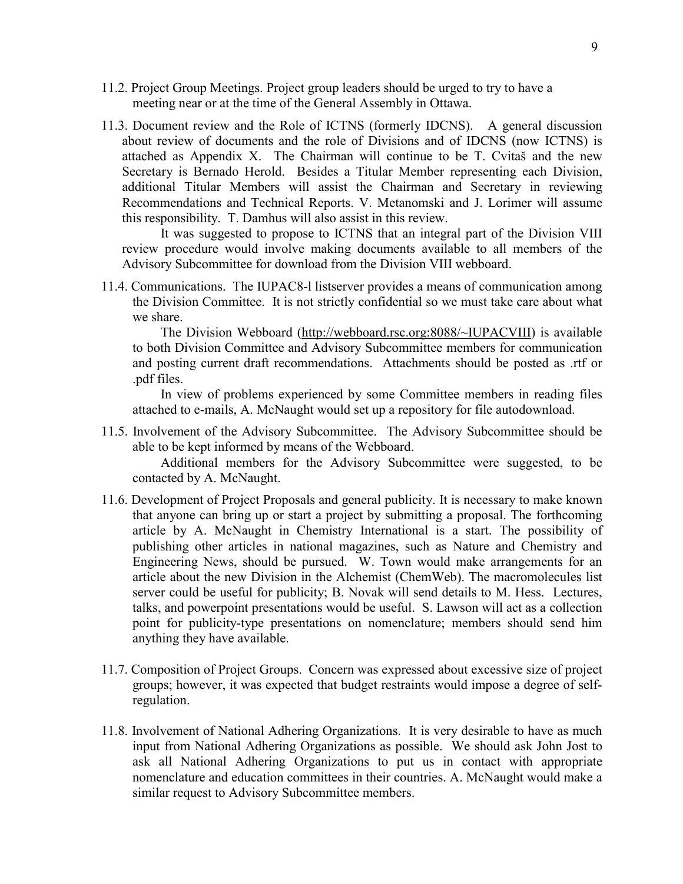11.2. Project Group Meetings. Project group leaders should be urged to try to have a meeting near or at the time of the General Assembly in Ottawa.

11.3. Document review and the Role of ICTNS (formerly IDCNS). A general discussion about review of documents and the role of Divisions and of IDCNS (now ICTNS) is attached as Appendix X. The Chairman will continue to be T. Cvitaš and the new Secretary is Bernado Herold. Besides a Titular Member representing each Division, additional Titular Members will assist the Chairman and Secretary in reviewing Recommendations and Technical Reports. V. Metanomski and J. Lorimer will assume this responsibility. T. Damhus will also assist in this review.

It was suggested to propose to ICTNS that an integral part of the Division VIII review procedure would involve making documents available to all members of the Advisory Subcommittee for download from the Division VIII webboard.

11.4. Communications. The IUPAC8-l listserver provides a means of communication among the Division Committee. It is not strictly confidential so we must take care about what we share.

The Division Webboard (http://webboard.rsc.org:8088/~IUPACVIII) is available to both Division Committee and Advisory Subcommittee members for communication and posting current draft recommendations. Attachments should be posted as .rtf or .pdf files.

In view of problems experienced by some Committee members in reading files attached to e-mails, A. McNaught would set up a repository for file autodownload.

11.5. Involvement of the Advisory Subcommittee. The Advisory Subcommittee should be able to be kept informed by means of the Webboard.

Additional members for the Advisory Subcommittee were suggested, to be contacted by A. McNaught.

11.6. Development of Project Proposals and general publicity. It is necessary to make known that anyone can bring up or start a project by submitting a proposal. The forthcoming article by A. McNaught in Chemistry International is a start. The possibility of publishing other articles in national magazines, such as Nature and Chemistry and Engineering News, should be pursued. W. Town would make arrangements for an article about the new Division in the Alchemist (ChemWeb). The macromolecules list server could be useful for publicity; B. Novak will send details to M. Hess. Lectures, talks, and powerpoint presentations would be useful. S. Lawson will act as a collection point for publicity-type presentations on nomenclature; members should send him anything they have available.

11.7. Composition of Project Groups. Concern was expressed about excessive size of project groups; however, it was expected that budget restraints would impose a degree of self-regulation.

11.8. Involvement of National Adhering Organizations. It is very desirable to have as much input from National Adhering Organizations as possible. We should ask John Jost to ask all National Adhering Organizations to put us in contact with appropriate nomenclature and education committees in their countries. A. McNaught would make a similar request to Advisory Subcommittee members.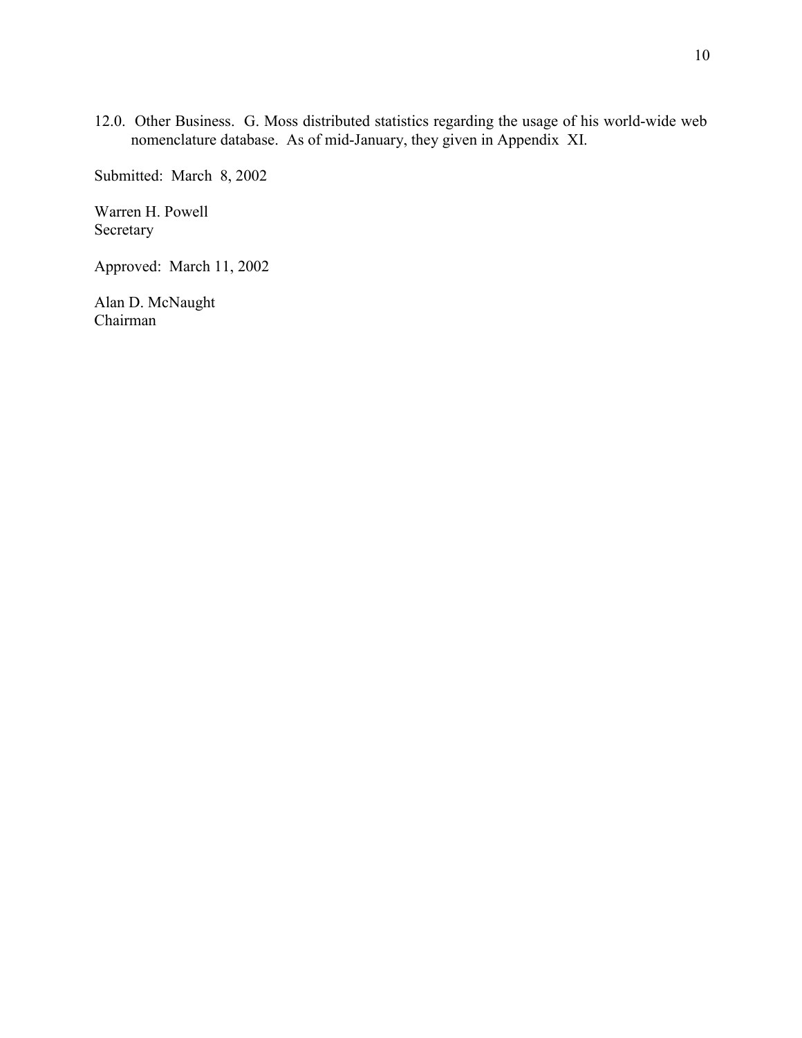12.0. Other Business. G. Moss distributed statistics regarding the usage of his world-wide web nomenclature database. As of mid-January, they given in Appendix XI.

Submitted: March 8, 2002

Warren H. Powell
Secretary

Approved: March 11, 2002

Alan D. McNaught
Chairman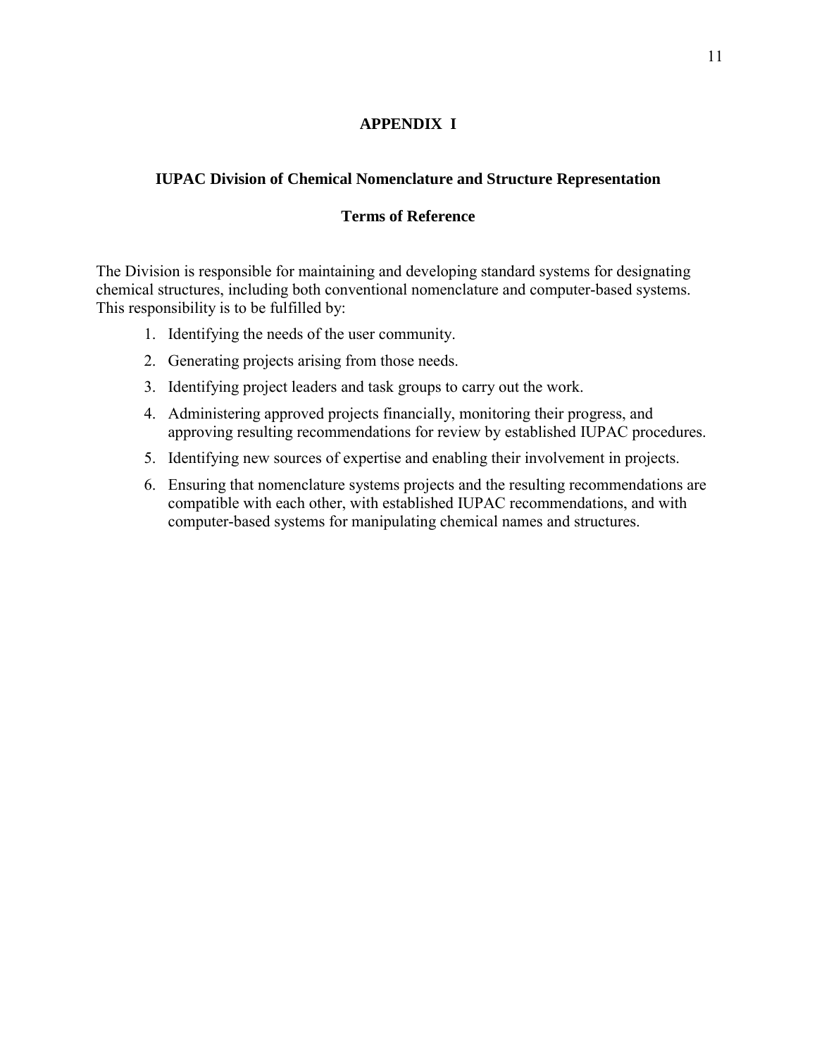# APPENDIX I

## IUPAC Division of Chemical Nomenclature and Structure Representation

### Terms of Reference

The Division is responsible for maintaining and developing standard systems for designating chemical structures, including both conventional nomenclature and computer-based systems. This responsibility is to be fulfilled by:

1. Identifying the needs of the user community.
2. Generating projects arising from those needs.
3. Identifying project leaders and task groups to carry out the work.
4. Administering approved projects financially, monitoring their progress, and approving resulting recommendations for review by established IUPAC procedures.
5. Identifying new sources of expertise and enabling their involvement in projects.
6. Ensuring that nomenclature systems projects and the resulting recommendations are compatible with each other, with established IUPAC recommendations, and with computer-based systems for manipulating chemical names and structures.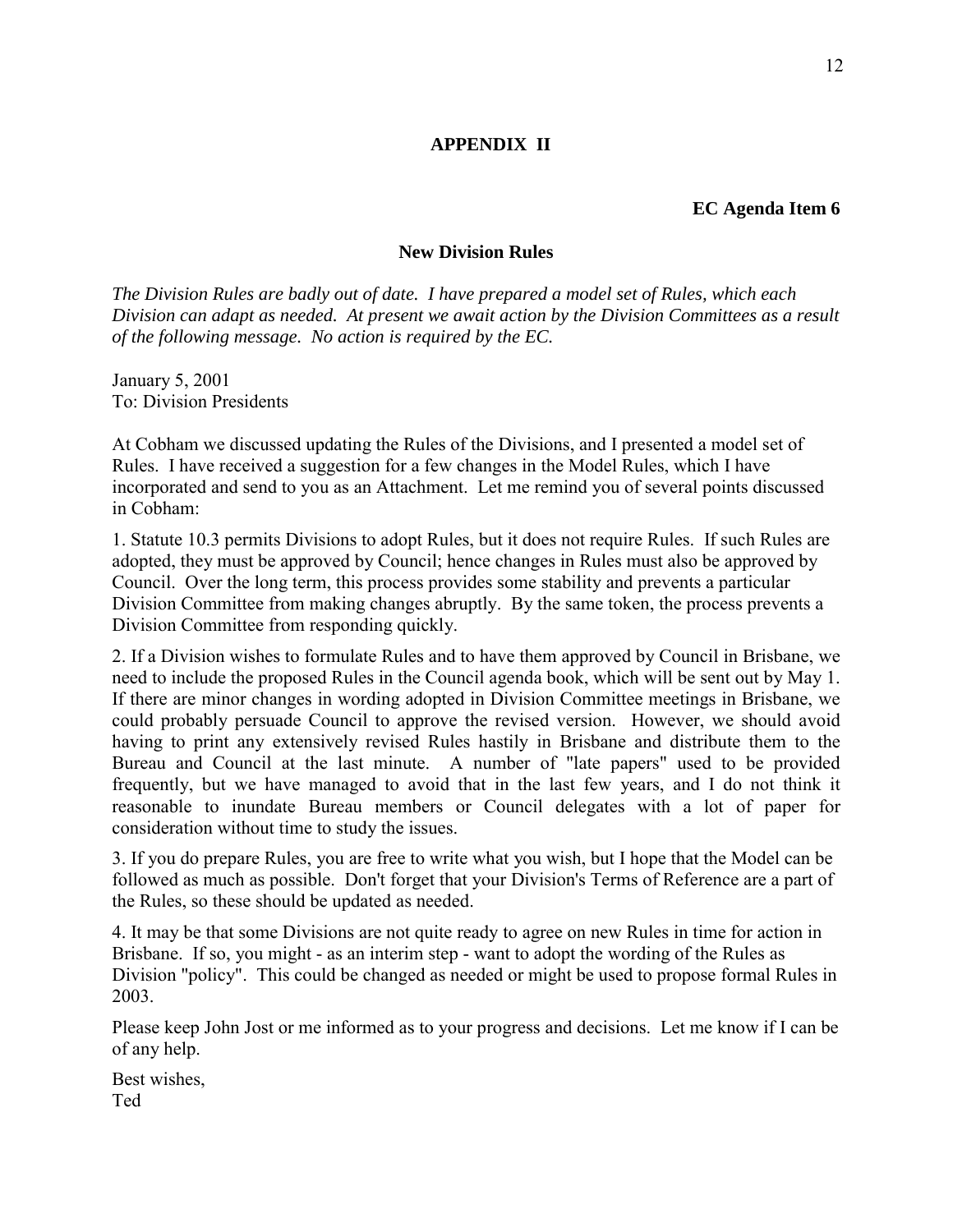## APPENDIX II

**EC Agenda Item 6**

### New Division Rules

*The Division Rules are badly out of date. I have prepared a model set of Rules, which each Division can adapt as needed. At present we await action by the Division Committees as a result of the following message. No action is required by the EC.*

January 5, 2001
To: Division Presidents

At Cobham we discussed updating the Rules of the Divisions, and I presented a model set of Rules. I have received a suggestion for a few changes in the Model Rules, which I have incorporated and send to you as an Attachment. Let me remind you of several points discussed in Cobham:

1. Statute 10.3 permits Divisions to adopt Rules, but it does not require Rules. If such Rules are adopted, they must be approved by Council; hence changes in Rules must also be approved by Council. Over the long term, this process provides some stability and prevents a particular Division Committee from making changes abruptly. By the same token, the process prevents a Division Committee from responding quickly.

2. If a Division wishes to formulate Rules and to have them approved by Council in Brisbane, we need to include the proposed Rules in the Council agenda book, which will be sent out by May 1. If there are minor changes in wording adopted in Division Committee meetings in Brisbane, we could probably persuade Council to approve the revised version. However, we should avoid having to print any extensively revised Rules hastily in Brisbane and distribute them to the Bureau and Council at the last minute. A number of "late papers" used to be provided frequently, but we have managed to avoid that in the last few years, and I do not think it reasonable to inundate Bureau members or Council delegates with a lot of paper for consideration without time to study the issues.

3. If you do prepare Rules, you are free to write what you wish, but I hope that the Model can be followed as much as possible. Don't forget that your Division's Terms of Reference are a part of the Rules, so these should be updated as needed.

4. It may be that some Divisions are not quite ready to agree on new Rules in time for action in Brisbane. If so, you might - as an interim step - want to adopt the wording of the Rules as Division "policy". This could be changed as needed or might be used to propose formal Rules in 2003.

Please keep John Jost or me informed as to your progress and decisions. Let me know if I can be of any help.

Best wishes,
Ted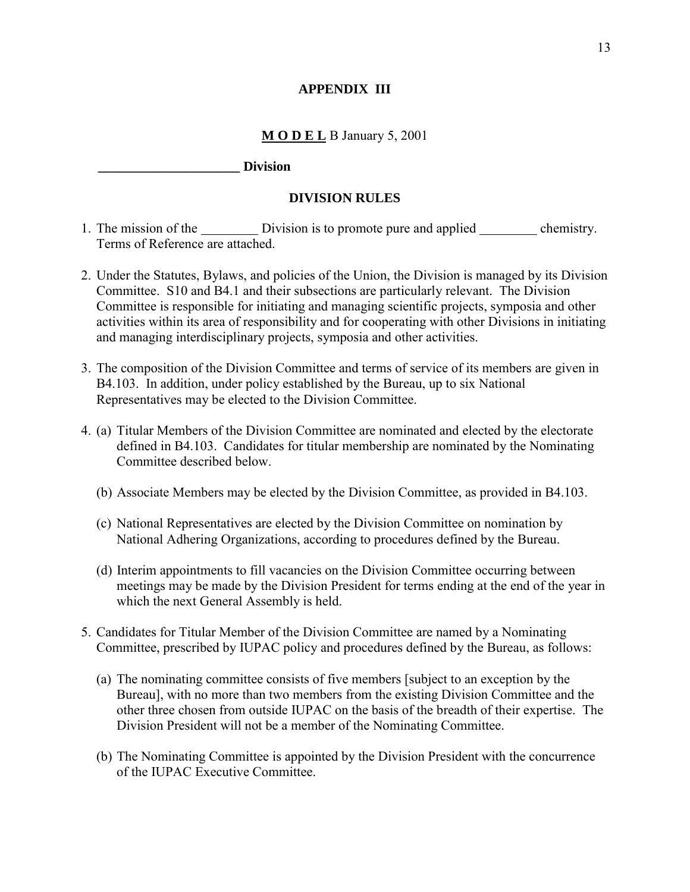# APPENDIX III

**M O D E L** B January 5, 2001

**_____________________ Division**

## DIVISION RULES

1. The mission of the _________ Division is to promote pure and applied _________ chemistry. Terms of Reference are attached.

2. Under the Statutes, Bylaws, and policies of the Union, the Division is managed by its Division Committee. S10 and B4.1 and their subsections are particularly relevant. The Division Committee is responsible for initiating and managing scientific projects, symposia and other activities within its area of responsibility and for cooperating with other Divisions in initiating and managing interdisciplinary projects, symposia and other activities.

3. The composition of the Division Committee and terms of service of its members are given in B4.103. In addition, under policy established by the Bureau, up to six National Representatives may be elected to the Division Committee.

4. (a) Titular Members of the Division Committee are nominated and elected by the electorate defined in B4.103. Candidates for titular membership are nominated by the Nominating Committee described below.

   (b) Associate Members may be elected by the Division Committee, as provided in B4.103.

   (c) National Representatives are elected by the Division Committee on nomination by National Adhering Organizations, according to procedures defined by the Bureau.

   (d) Interim appointments to fill vacancies on the Division Committee occurring between meetings may be made by the Division President for terms ending at the end of the year in which the next General Assembly is held.

5. Candidates for Titular Member of the Division Committee are named by a Nominating Committee, prescribed by IUPAC policy and procedures defined by the Bureau, as follows:

   (a) The nominating committee consists of five members [subject to an exception by the Bureau], with no more than two members from the existing Division Committee and the other three chosen from outside IUPAC on the basis of the breadth of their expertise. The Division President will not be a member of the Nominating Committee.

   (b) The Nominating Committee is appointed by the Division President with the concurrence of the IUPAC Executive Committee.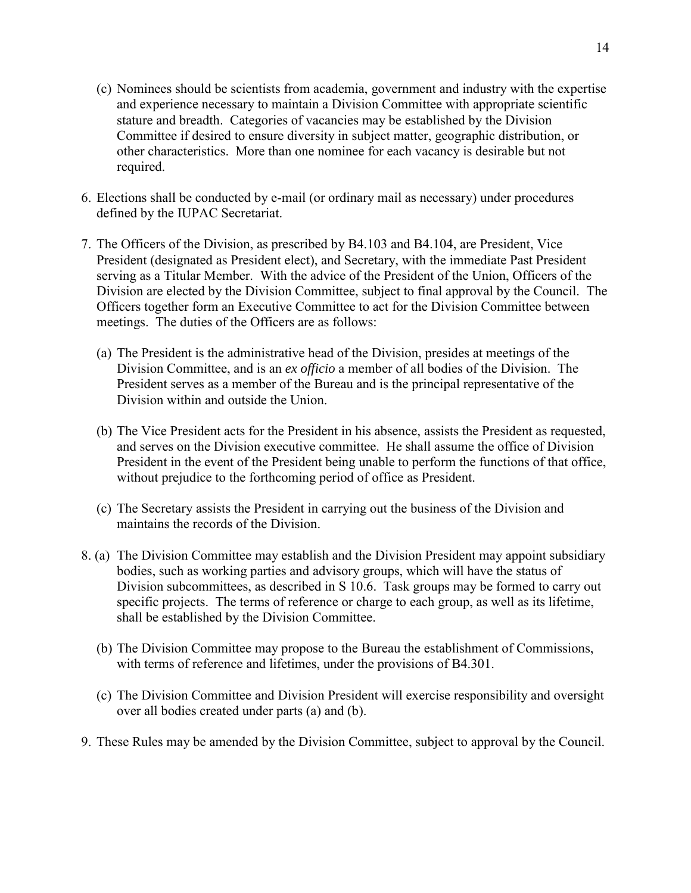(c) Nominees should be scientists from academia, government and industry with the expertise and experience necessary to maintain a Division Committee with appropriate scientific stature and breadth. Categories of vacancies may be established by the Division Committee if desired to ensure diversity in subject matter, geographic distribution, or other characteristics. More than one nominee for each vacancy is desirable but not required.

6. Elections shall be conducted by e-mail (or ordinary mail as necessary) under procedures defined by the IUPAC Secretariat.

7. The Officers of the Division, as prescribed by B4.103 and B4.104, are President, Vice President (designated as President elect), and Secretary, with the immediate Past President serving as a Titular Member. With the advice of the President of the Union, Officers of the Division are elected by the Division Committee, subject to final approval by the Council. The Officers together form an Executive Committee to act for the Division Committee between meetings. The duties of the Officers are as follows:

   (a) The President is the administrative head of the Division, presides at meetings of the Division Committee, and is an *ex officio* a member of all bodies of the Division. The President serves as a member of the Bureau and is the principal representative of the Division within and outside the Union.

   (b) The Vice President acts for the President in his absence, assists the President as requested, and serves on the Division executive committee. He shall assume the office of Division President in the event of the President being unable to perform the functions of that office, without prejudice to the forthcoming period of office as President.

   (c) The Secretary assists the President in carrying out the business of the Division and maintains the records of the Division.

8. (a) The Division Committee may establish and the Division President may appoint subsidiary bodies, such as working parties and advisory groups, which will have the status of Division subcommittees, as described in S 10.6. Task groups may be formed to carry out specific projects. The terms of reference or charge to each group, as well as its lifetime, shall be established by the Division Committee.

   (b) The Division Committee may propose to the Bureau the establishment of Commissions, with terms of reference and lifetimes, under the provisions of B4.301.

   (c) The Division Committee and Division President will exercise responsibility and oversight over all bodies created under parts (a) and (b).

9. These Rules may be amended by the Division Committee, subject to approval by the Council.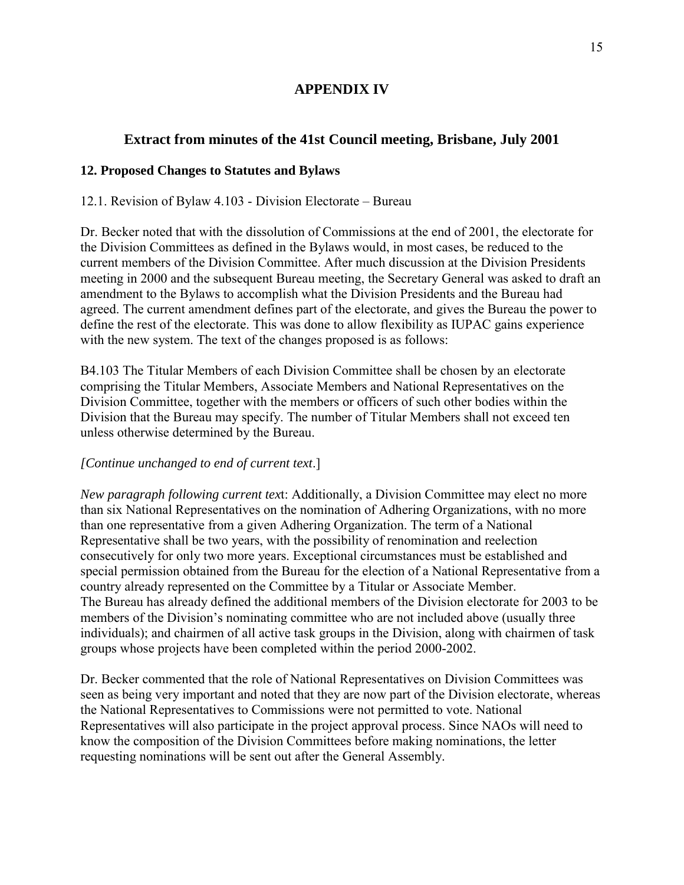# APPENDIX IV

## Extract from minutes of the 41st Council meeting, Brisbane, July 2001

### 12. Proposed Changes to Statutes and Bylaws

12.1. Revision of Bylaw 4.103 - Division Electorate – Bureau

Dr. Becker noted that with the dissolution of Commissions at the end of 2001, the electorate for the Division Committees as defined in the Bylaws would, in most cases, be reduced to the current members of the Division Committee. After much discussion at the Division Presidents meeting in 2000 and the subsequent Bureau meeting, the Secretary General was asked to draft an amendment to the Bylaws to accomplish what the Division Presidents and the Bureau had agreed. The current amendment defines part of the electorate, and gives the Bureau the power to define the rest of the electorate. This was done to allow flexibility as IUPAC gains experience with the new system. The text of the changes proposed is as follows:

B4.103 The Titular Members of each Division Committee shall be chosen by an electorate comprising the Titular Members, Associate Members and National Representatives on the Division Committee, together with the members or officers of such other bodies within the Division that the Bureau may specify. The number of Titular Members shall not exceed ten unless otherwise determined by the Bureau.

*[Continue unchanged to end of current text*.]

*New paragraph following current tex*t: Additionally, a Division Committee may elect no more than six National Representatives on the nomination of Adhering Organizations, with no more than one representative from a given Adhering Organization. The term of a National Representative shall be two years, with the possibility of renomination and reelection consecutively for only two more years. Exceptional circumstances must be established and special permission obtained from the Bureau for the election of a National Representative from a country already represented on the Committee by a Titular or Associate Member.
The Bureau has already defined the additional members of the Division electorate for 2003 to be members of the Division's nominating committee who are not included above (usually three individuals); and chairmen of all active task groups in the Division, along with chairmen of task groups whose projects have been completed within the period 2000-2002.

Dr. Becker commented that the role of National Representatives on Division Committees was seen as being very important and noted that they are now part of the Division electorate, whereas the National Representatives to Commissions were not permitted to vote. National Representatives will also participate in the project approval process. Since NAOs will need to know the composition of the Division Committees before making nominations, the letter requesting nominations will be sent out after the General Assembly.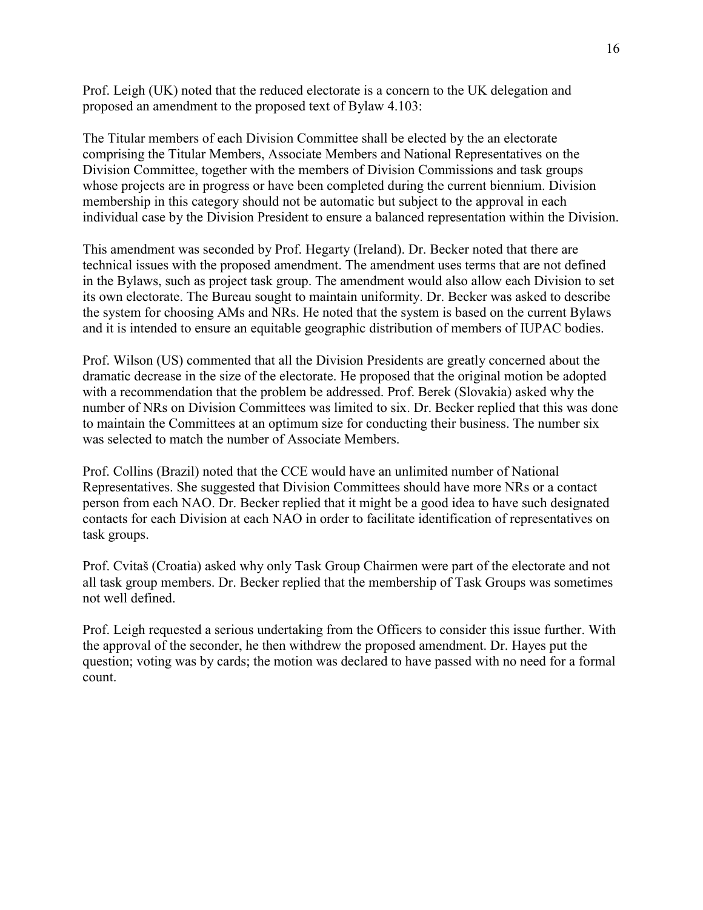Prof. Leigh (UK) noted that the reduced electorate is a concern to the UK delegation and proposed an amendment to the proposed text of Bylaw 4.103:

The Titular members of each Division Committee shall be elected by the an electorate comprising the Titular Members, Associate Members and National Representatives on the Division Committee, together with the members of Division Commissions and task groups whose projects are in progress or have been completed during the current biennium. Division membership in this category should not be automatic but subject to the approval in each individual case by the Division President to ensure a balanced representation within the Division.

This amendment was seconded by Prof. Hegarty (Ireland). Dr. Becker noted that there are technical issues with the proposed amendment. The amendment uses terms that are not defined in the Bylaws, such as project task group. The amendment would also allow each Division to set its own electorate. The Bureau sought to maintain uniformity. Dr. Becker was asked to describe the system for choosing AMs and NRs. He noted that the system is based on the current Bylaws and it is intended to ensure an equitable geographic distribution of members of IUPAC bodies.

Prof. Wilson (US) commented that all the Division Presidents are greatly concerned about the dramatic decrease in the size of the electorate. He proposed that the original motion be adopted with a recommendation that the problem be addressed. Prof. Berek (Slovakia) asked why the number of NRs on Division Committees was limited to six. Dr. Becker replied that this was done to maintain the Committees at an optimum size for conducting their business. The number six was selected to match the number of Associate Members.

Prof. Collins (Brazil) noted that the CCE would have an unlimited number of National Representatives. She suggested that Division Committees should have more NRs or a contact person from each NAO. Dr. Becker replied that it might be a good idea to have such designated contacts for each Division at each NAO in order to facilitate identification of representatives on task groups.

Prof. Cvitaš (Croatia) asked why only Task Group Chairmen were part of the electorate and not all task group members. Dr. Becker replied that the membership of Task Groups was sometimes not well defined.

Prof. Leigh requested a serious undertaking from the Officers to consider this issue further. With the approval of the seconder, he then withdrew the proposed amendment. Dr. Hayes put the question; voting was by cards; the motion was declared to have passed with no need for a formal count.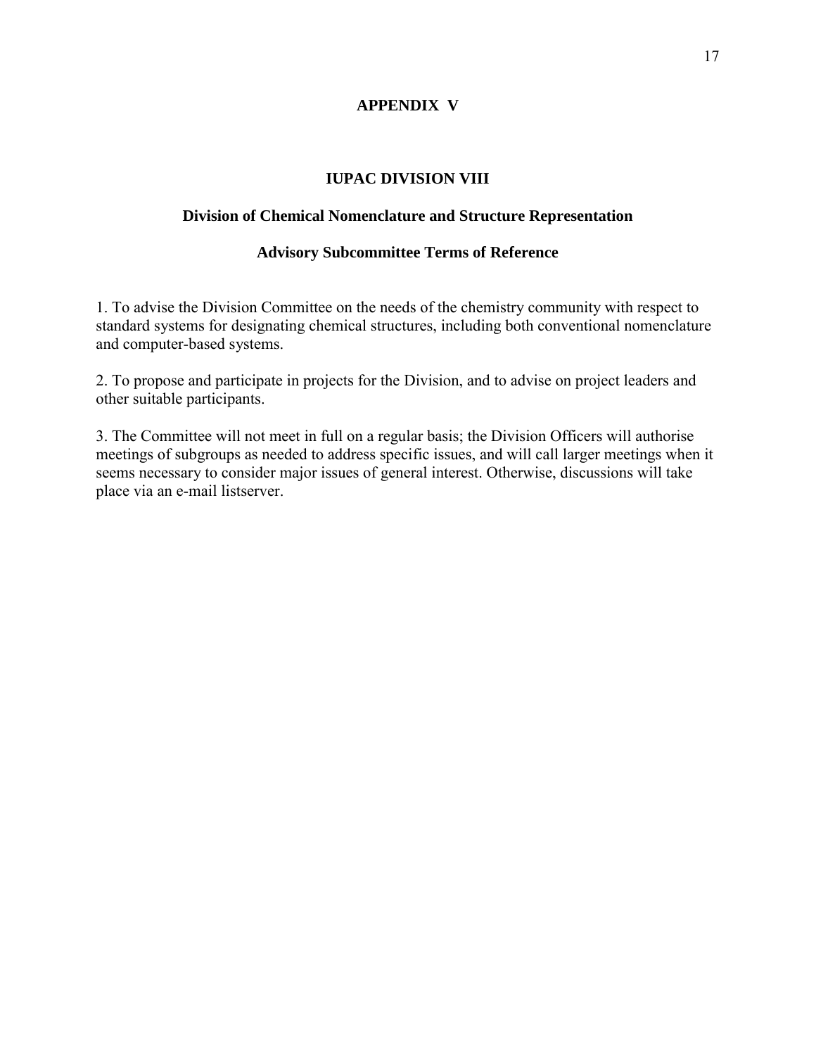# APPENDIX V

## IUPAC DIVISION VIII

### Division of Chemical Nomenclature and Structure Representation

### Advisory Subcommittee Terms of Reference

1. To advise the Division Committee on the needs of the chemistry community with respect to standard systems for designating chemical structures, including both conventional nomenclature and computer-based systems.

2. To propose and participate in projects for the Division, and to advise on project leaders and other suitable participants.

3. The Committee will not meet in full on a regular basis; the Division Officers will authorise meetings of subgroups as needed to address specific issues, and will call larger meetings when it seems necessary to consider major issues of general interest. Otherwise, discussions will take place via an e-mail listserver.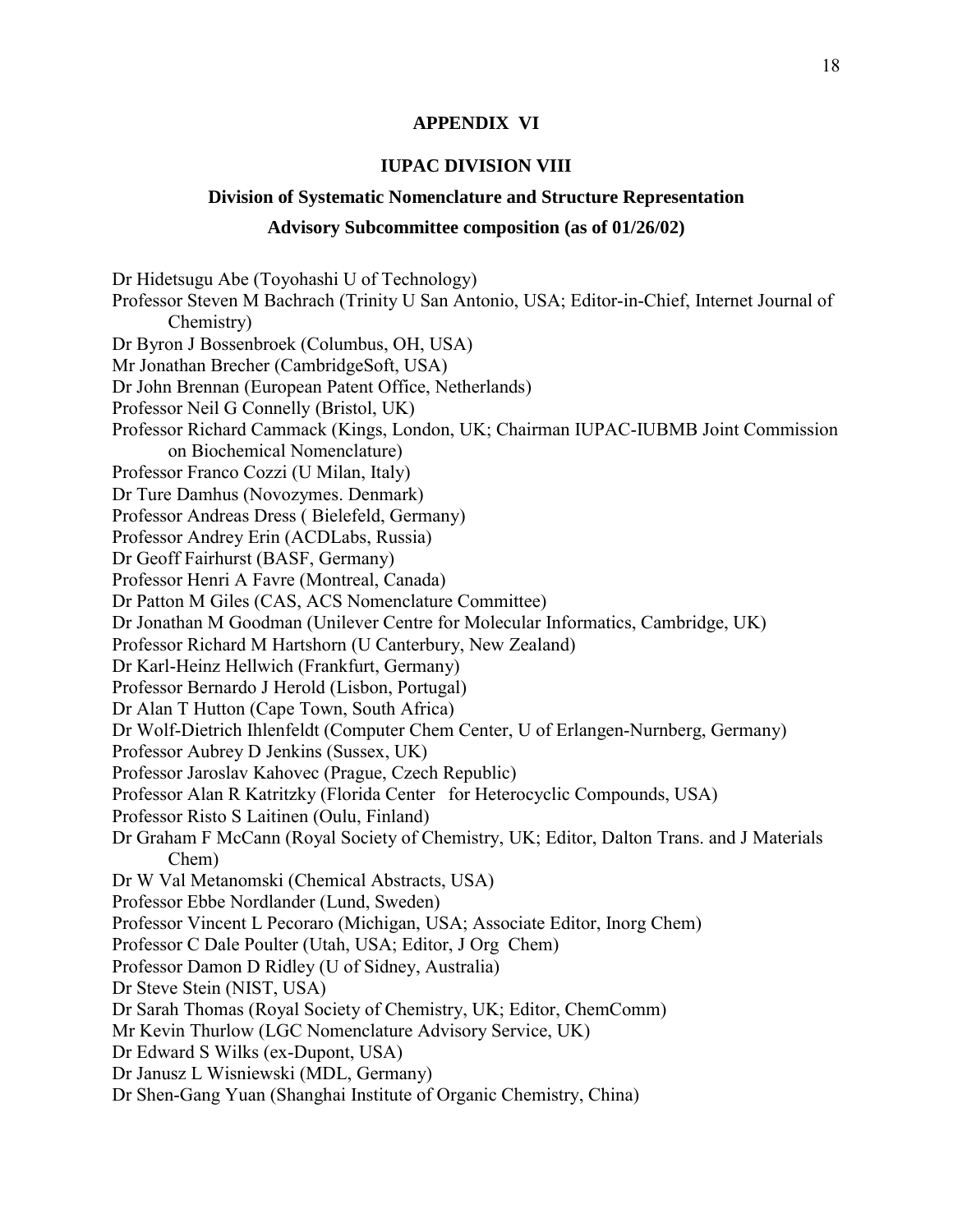## APPENDIX VI

## IUPAC DIVISION VIII

### Division of Systematic Nomenclature and Structure Representation

### Advisory Subcommittee composition (as of 01/26/02)

Dr Hidetsugu Abe (Toyohashi U of Technology)
Professor Steven M Bachrach (Trinity U San Antonio, USA; Editor-in-Chief, Internet Journal of Chemistry)
Dr Byron J Bossenbroek (Columbus, OH, USA)
Mr Jonathan Brecher (CambridgeSoft, USA)
Dr John Brennan (European Patent Office, Netherlands)
Professor Neil G Connelly (Bristol, UK)
Professor Richard Cammack (Kings, London, UK; Chairman IUPAC-IUBMB Joint Commission on Biochemical Nomenclature)
Professor Franco Cozzi (U Milan, Italy)
Dr Ture Damhus (Novozymes. Denmark)
Professor Andreas Dress ( Bielefeld, Germany)
Professor Andrey Erin (ACDLabs, Russia)
Dr Geoff Fairhurst (BASF, Germany)
Professor Henri A Favre (Montreal, Canada)
Dr Patton M Giles (CAS, ACS Nomenclature Committee)
Dr Jonathan M Goodman (Unilever Centre for Molecular Informatics, Cambridge, UK)
Professor Richard M Hartshorn (U Canterbury, New Zealand)
Dr Karl-Heinz Hellwich (Frankfurt, Germany)
Professor Bernardo J Herold (Lisbon, Portugal)
Dr Alan T Hutton (Cape Town, South Africa)
Dr Wolf-Dietrich Ihlenfeldt (Computer Chem Center, U of Erlangen-Nurnberg, Germany)
Professor Aubrey D Jenkins (Sussex, UK)
Professor Jaroslav Kahovec (Prague, Czech Republic)
Professor Alan R Katritzky (Florida Center for Heterocyclic Compounds, USA)
Professor Risto S Laitinen (Oulu, Finland)
Dr Graham F McCann (Royal Society of Chemistry, UK; Editor, Dalton Trans. and J Materials Chem)
Dr W Val Metanomski (Chemical Abstracts, USA)
Professor Ebbe Nordlander (Lund, Sweden)
Professor Vincent L Pecoraro (Michigan, USA; Associate Editor, Inorg Chem)
Professor C Dale Poulter (Utah, USA; Editor, J Org Chem)
Professor Damon D Ridley (U of Sidney, Australia)
Dr Steve Stein (NIST, USA)
Dr Sarah Thomas (Royal Society of Chemistry, UK; Editor, ChemComm)
Mr Kevin Thurlow (LGC Nomenclature Advisory Service, UK)
Dr Edward S Wilks (ex-Dupont, USA)
Dr Janusz L Wisniewski (MDL, Germany)
Dr Shen-Gang Yuan (Shanghai Institute of Organic Chemistry, China)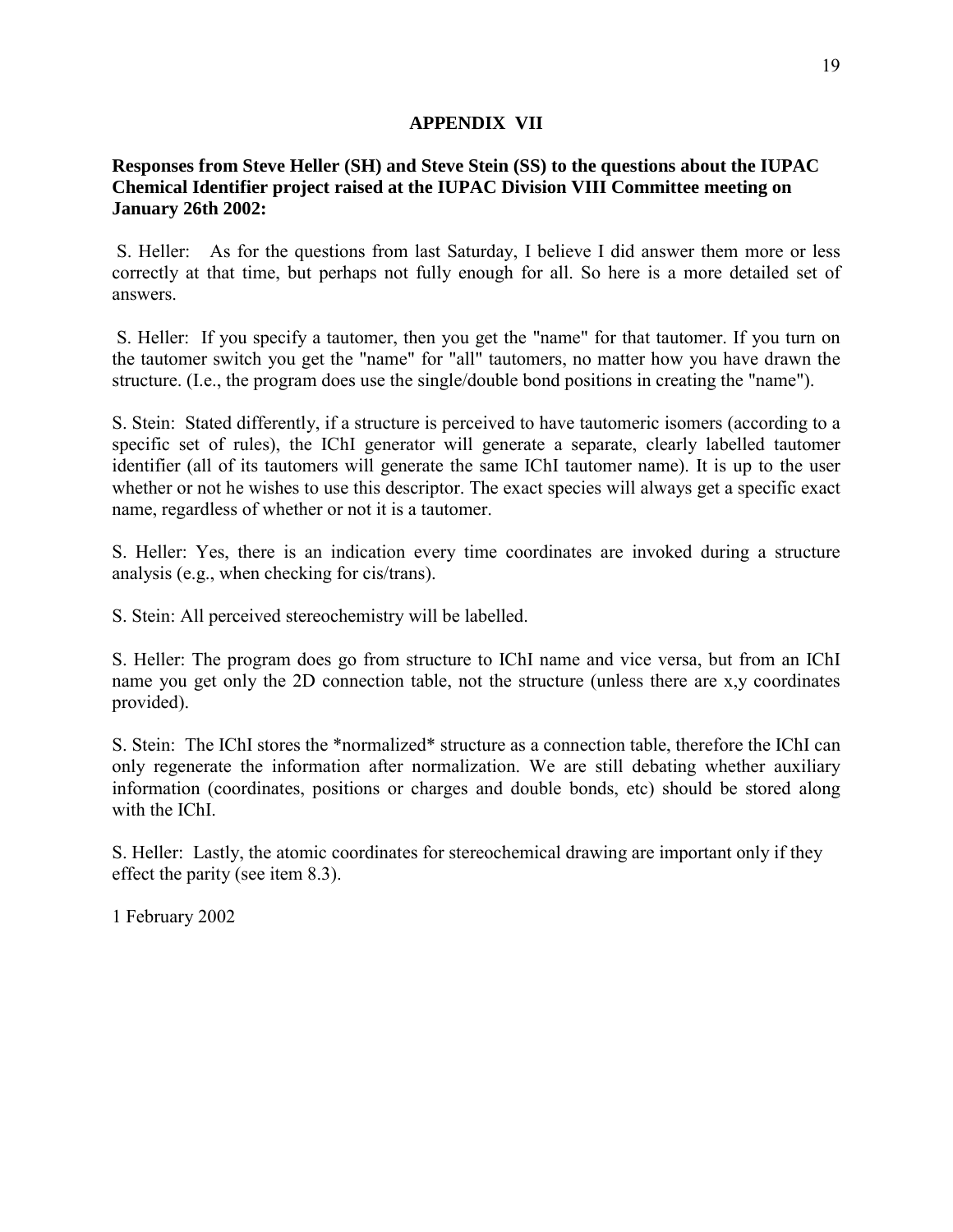# APPENDIX VII

**Responses from Steve Heller (SH) and Steve Stein (SS) to the questions about the IUPAC Chemical Identifier project raised at the IUPAC Division VIII Committee meeting on January 26th 2002:**

S. Heller: As for the questions from last Saturday, I believe I did answer them more or less correctly at that time, but perhaps not fully enough for all. So here is a more detailed set of answers.

S. Heller: If you specify a tautomer, then you get the "name" for that tautomer. If you turn on the tautomer switch you get the "name" for "all" tautomers, no matter how you have drawn the structure. (I.e., the program does use the single/double bond positions in creating the "name").

S. Stein: Stated differently, if a structure is perceived to have tautomeric isomers (according to a specific set of rules), the IChI generator will generate a separate, clearly labelled tautomer identifier (all of its tautomers will generate the same IChI tautomer name). It is up to the user whether or not he wishes to use this descriptor. The exact species will always get a specific exact name, regardless of whether or not it is a tautomer.

S. Heller: Yes, there is an indication every time coordinates are invoked during a structure analysis (e.g., when checking for cis/trans).

S. Stein: All perceived stereochemistry will be labelled.

S. Heller: The program does go from structure to IChI name and vice versa, but from an IChI name you get only the 2D connection table, not the structure (unless there are x,y coordinates provided).

S. Stein: The IChI stores the *normalized* structure as a connection table, therefore the IChI can only regenerate the information after normalization. We are still debating whether auxiliary information (coordinates, positions or charges and double bonds, etc) should be stored along with the IChI.

S. Heller: Lastly, the atomic coordinates for stereochemical drawing are important only if they effect the parity (see item 8.3).

1 February 2002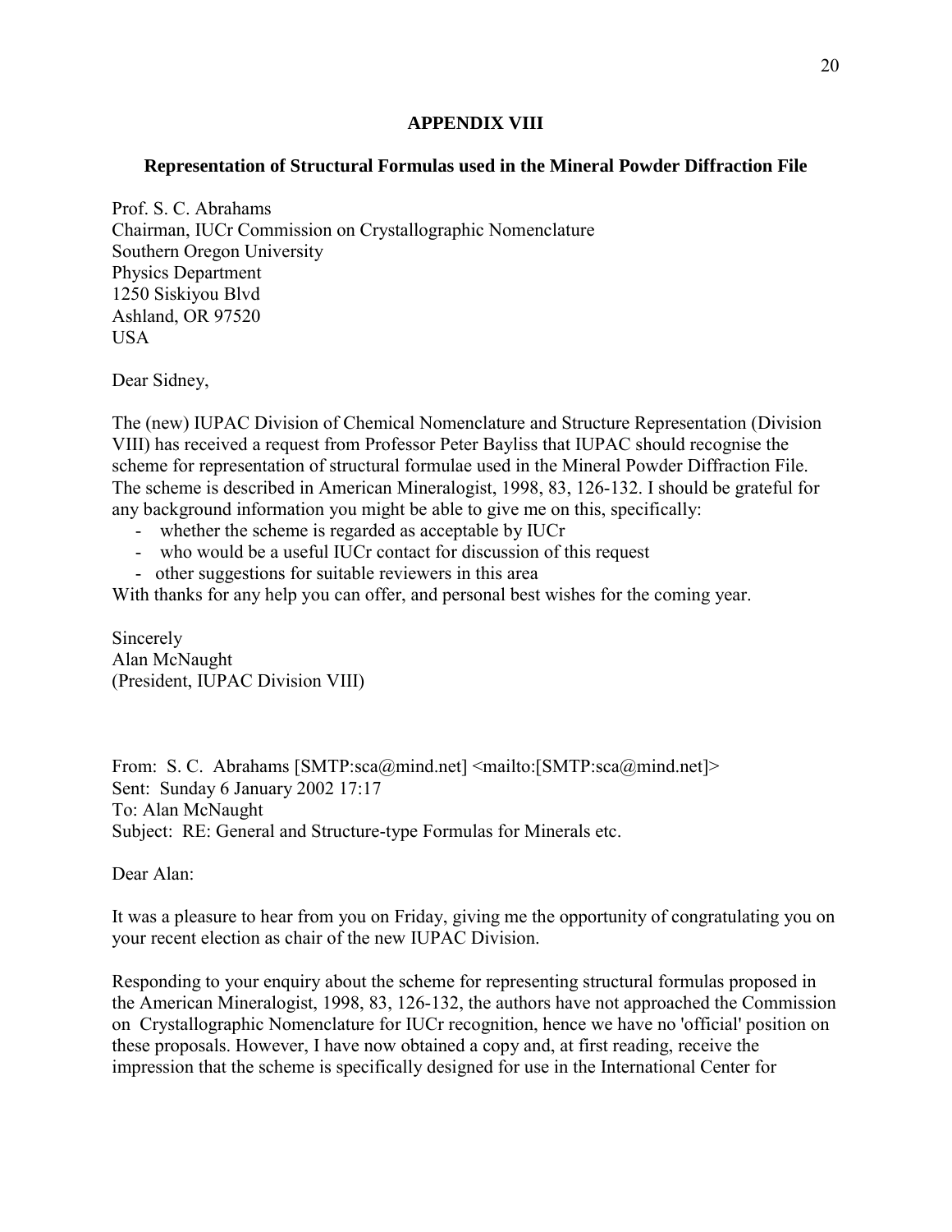## APPENDIX VIII

### Representation of Structural Formulas used in the Mineral Powder Diffraction File

Prof. S. C. Abrahams
Chairman, IUCr Commission on Crystallographic Nomenclature
Southern Oregon University
Physics Department
1250 Siskiyou Blvd
Ashland, OR 97520
USA

Dear Sidney,

The (new) IUPAC Division of Chemical Nomenclature and Structure Representation (Division VIII) has received a request from Professor Peter Bayliss that IUPAC should recognise the scheme for representation of structural formulae used in the Mineral Powder Diffraction File. The scheme is described in American Mineralogist, 1998, 83, 126-132. I should be grateful for any background information you might be able to give me on this, specifically:

- whether the scheme is regarded as acceptable by IUCr
- who would be a useful IUCr contact for discussion of this request
- other suggestions for suitable reviewers in this area

With thanks for any help you can offer, and personal best wishes for the coming year.

Sincerely
Alan McNaught
(President, IUPAC Division VIII)

From: S. C. Abrahams [SMTP:sca@mind.net] <mailto:[SMTP:sca@mind.net]>
Sent: Sunday 6 January 2002 17:17
To: Alan McNaught
Subject: RE: General and Structure-type Formulas for Minerals etc.

Dear Alan:

It was a pleasure to hear from you on Friday, giving me the opportunity of congratulating you on your recent election as chair of the new IUPAC Division.

Responding to your enquiry about the scheme for representing structural formulas proposed in the American Mineralogist, 1998, 83, 126-132, the authors have not approached the Commission on Crystallographic Nomenclature for IUCr recognition, hence we have no 'official' position on these proposals. However, I have now obtained a copy and, at first reading, receive the impression that the scheme is specifically designed for use in the International Center for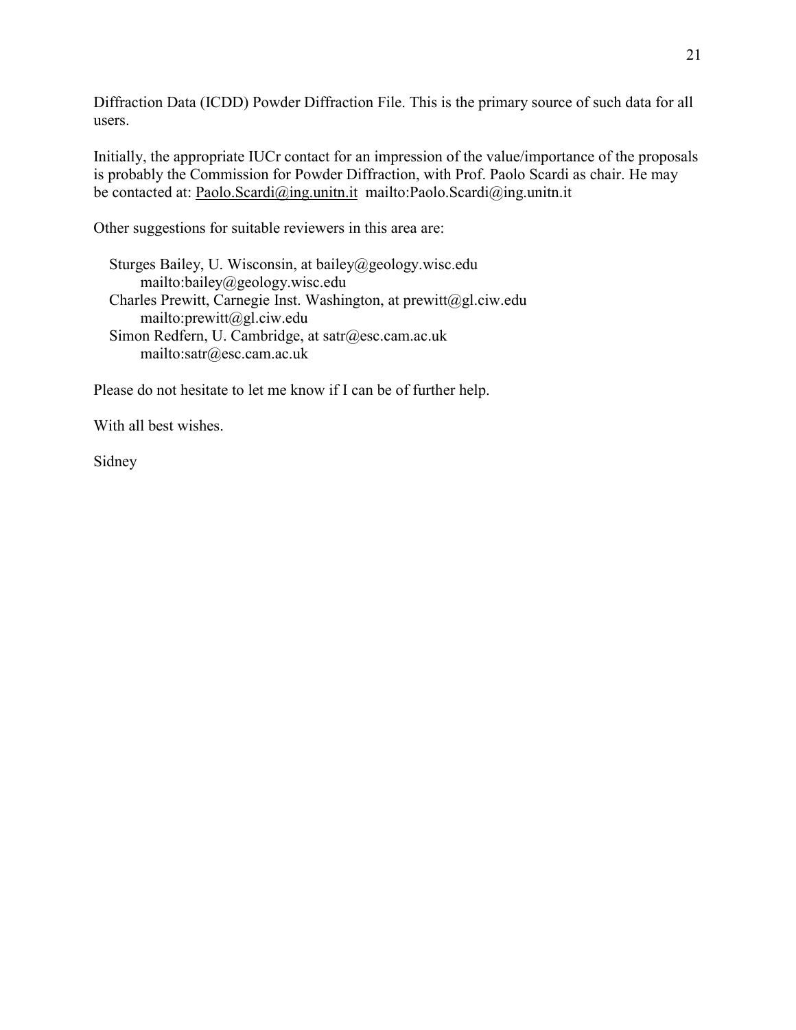Diffraction Data (ICDD) Powder Diffraction File. This is the primary source of such data for all users.

Initially, the appropriate IUCr contact for an impression of the value/importance of the proposals is probably the Commission for Powder Diffraction, with Prof. Paolo Scardi as chair. He may be contacted at: Paolo.Scardi@ing.unitn.it mailto:Paolo.Scardi@ing.unitn.it

Other suggestions for suitable reviewers in this area are:

Sturges Bailey, U. Wisconsin, at bailey@geology.wisc.edu
mailto:bailey@geology.wisc.edu
Charles Prewitt, Carnegie Inst. Washington, at prewitt@gl.ciw.edu
mailto:prewitt@gl.ciw.edu
Simon Redfern, U. Cambridge, at satr@esc.cam.ac.uk
mailto:satr@esc.cam.ac.uk

Please do not hesitate to let me know if I can be of further help.

With all best wishes.

Sidney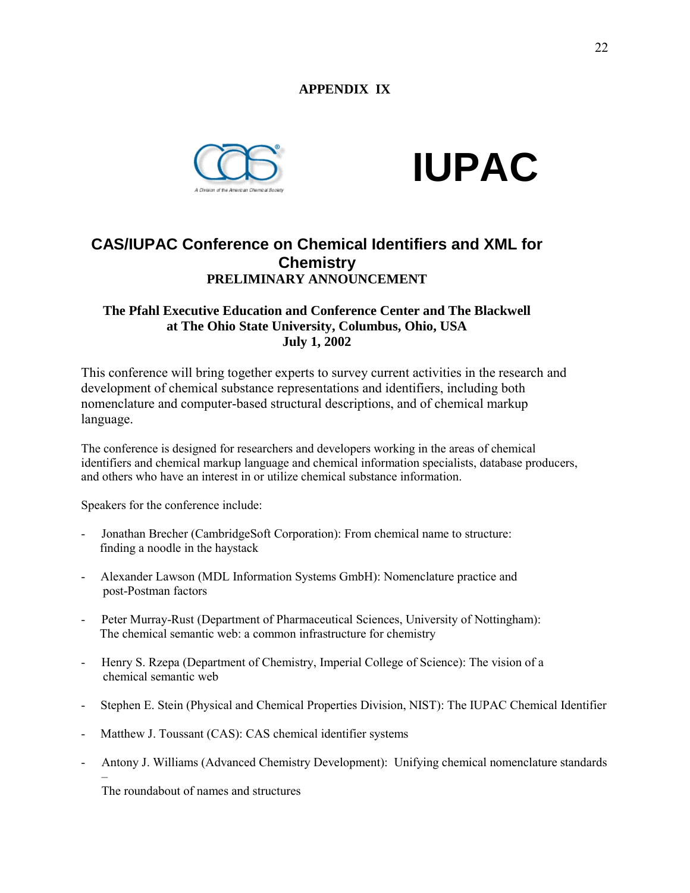## APPENDIX IX

IUPAC

# CAS/IUPAC Conference on Chemical Identifiers and XML for Chemistry

**PRELIMINARY ANNOUNCEMENT**

**The Pfahl Executive Education and Conference Center and The Blackwell at The Ohio State University, Columbus, Ohio, USA July 1, 2002**

This conference will bring together experts to survey current activities in the research and development of chemical substance representations and identifiers, including both nomenclature and computer-based structural descriptions, and of chemical markup language.

The conference is designed for researchers and developers working in the areas of chemical identifiers and chemical markup language and chemical information specialists, database producers, and others who have an interest in or utilize chemical substance information.

Speakers for the conference include:

- Jonathan Brecher (CambridgeSoft Corporation): From chemical name to structure: finding a noodle in the haystack
- Alexander Lawson (MDL Information Systems GmbH): Nomenclature practice and post-Postman factors
- Peter Murray-Rust (Department of Pharmaceutical Sciences, University of Nottingham): The chemical semantic web: a common infrastructure for chemistry
- Henry S. Rzepa (Department of Chemistry, Imperial College of Science): The vision of a chemical semantic web
- Stephen E. Stein (Physical and Chemical Properties Division, NIST): The IUPAC Chemical Identifier
- Matthew J. Toussant (CAS): CAS chemical identifier systems
- Antony J. Williams (Advanced Chemistry Development): Unifying chemical nomenclature standards – The roundabout of names and structures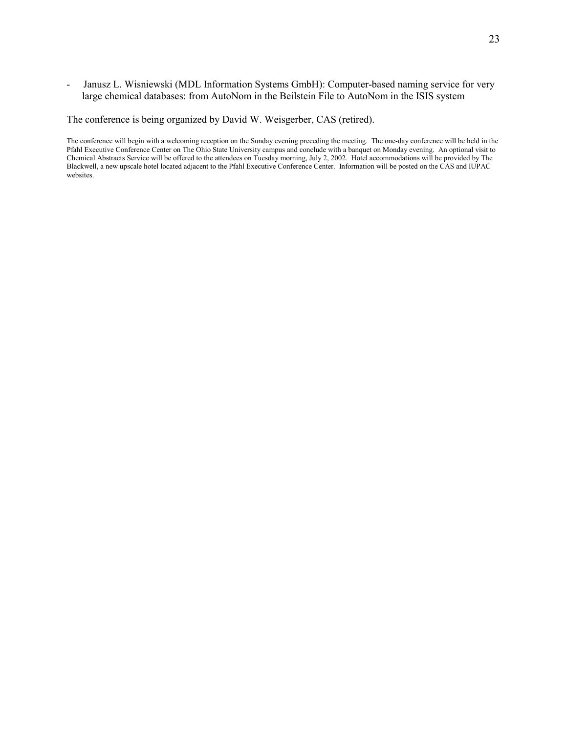- Janusz L. Wisniewski (MDL Information Systems GmbH): Computer-based naming service for very large chemical databases: from AutoNom in the Beilstein File to AutoNom in the ISIS system

The conference is being organized by David W. Weisgerber, CAS (retired).

The conference will begin with a welcoming reception on the Sunday evening preceding the meeting. The one-day conference will be held in the Pfahl Executive Conference Center on The Ohio State University campus and conclude with a banquet on Monday evening. An optional visit to Chemical Abstracts Service will be offered to the attendees on Tuesday morning, July 2, 2002. Hotel accommodations will be provided by The Blackwell, a new upscale hotel located adjacent to the Pfahl Executive Conference Center. Information will be posted on the CAS and IUPAC websites.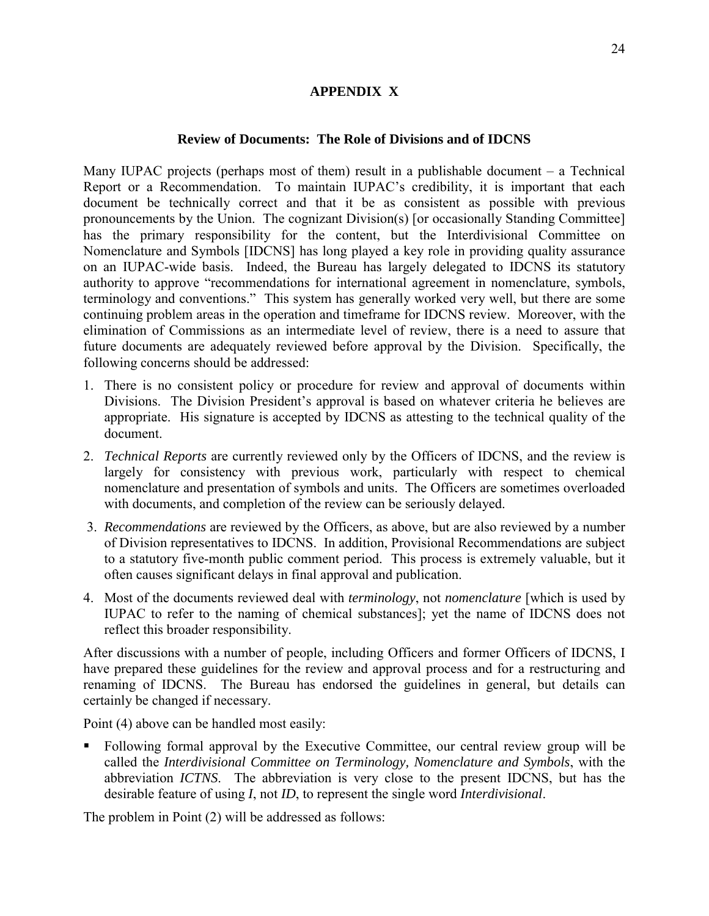## APPENDIX X

### Review of Documents: The Role of Divisions and of IDCNS

Many IUPAC projects (perhaps most of them) result in a publishable document – a Technical Report or a Recommendation. To maintain IUPAC's credibility, it is important that each document be technically correct and that it be as consistent as possible with previous pronouncements by the Union. The cognizant Division(s) [or occasionally Standing Committee] has the primary responsibility for the content, but the Interdivisional Committee on Nomenclature and Symbols [IDCNS] has long played a key role in providing quality assurance on an IUPAC-wide basis. Indeed, the Bureau has largely delegated to IDCNS its statutory authority to approve "recommendations for international agreement in nomenclature, symbols, terminology and conventions." This system has generally worked very well, but there are some continuing problem areas in the operation and timeframe for IDCNS review. Moreover, with the elimination of Commissions as an intermediate level of review, there is a need to assure that future documents are adequately reviewed before approval by the Division. Specifically, the following concerns should be addressed:

1. There is no consistent policy or procedure for review and approval of documents within Divisions. The Division President's approval is based on whatever criteria he believes are appropriate. His signature is accepted by IDCNS as attesting to the technical quality of the document.
2. *Technical Reports* are currently reviewed only by the Officers of IDCNS, and the review is largely for consistency with previous work, particularly with respect to chemical nomenclature and presentation of symbols and units. The Officers are sometimes overloaded with documents, and completion of the review can be seriously delayed.
3. *Recommendations* are reviewed by the Officers, as above, but are also reviewed by a number of Division representatives to IDCNS. In addition, Provisional Recommendations are subject to a statutory five-month public comment period. This process is extremely valuable, but it often causes significant delays in final approval and publication.
4. Most of the documents reviewed deal with *terminology*, not *nomenclature* [which is used by IUPAC to refer to the naming of chemical substances]; yet the name of IDCNS does not reflect this broader responsibility.

After discussions with a number of people, including Officers and former Officers of IDCNS, I have prepared these guidelines for the review and approval process and for a restructuring and renaming of IDCNS. The Bureau has endorsed the guidelines in general, but details can certainly be changed if necessary.

Point (4) above can be handled most easily:

- Following formal approval by the Executive Committee, our central review group will be called the *Interdivisional Committee on Terminology, Nomenclature and Symbols*, with the abbreviation *ICTNS*. The abbreviation is very close to the present IDCNS, but has the desirable feature of using *I*, not *ID*, to represent the single word *Interdivisional*.

The problem in Point (2) will be addressed as follows: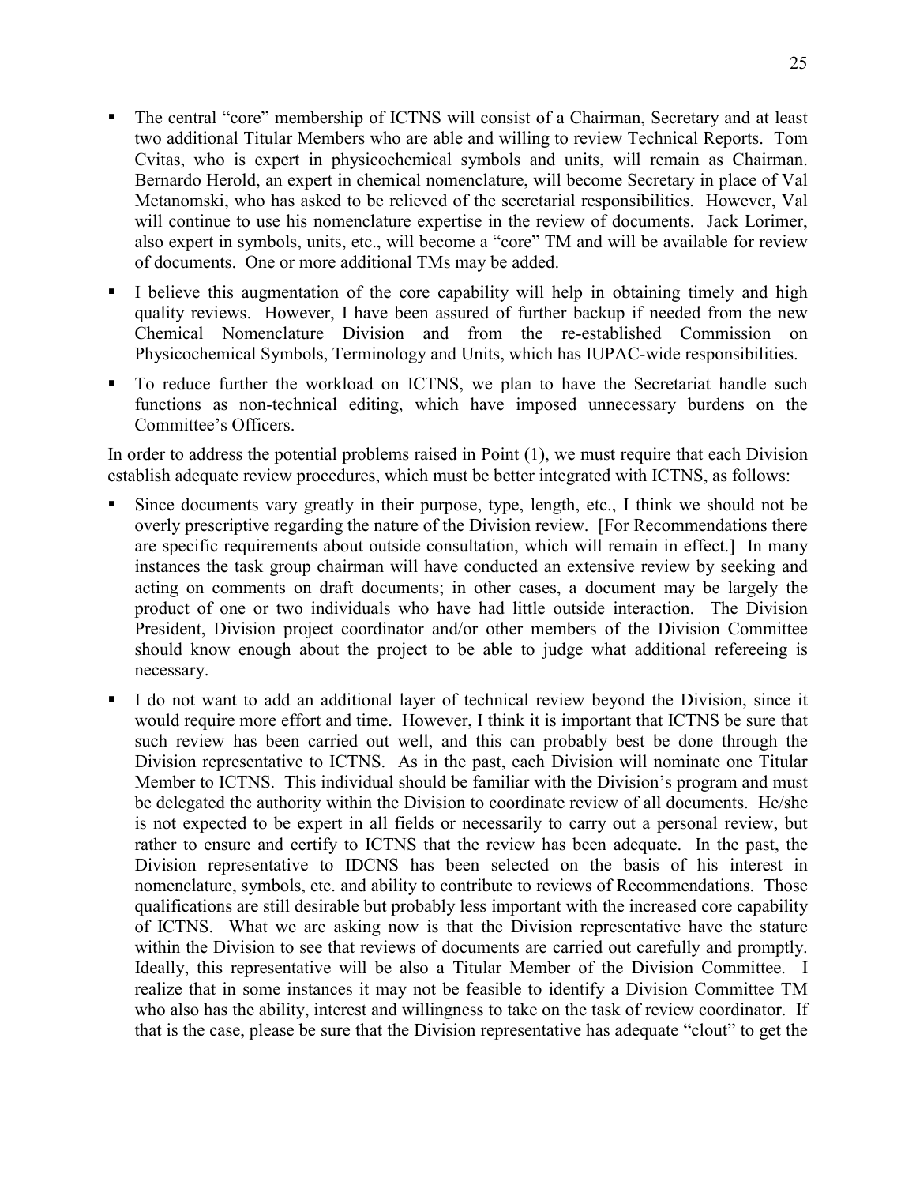- The central "core" membership of ICTNS will consist of a Chairman, Secretary and at least two additional Titular Members who are able and willing to review Technical Reports. Tom Cvitas, who is expert in physicochemical symbols and units, will remain as Chairman. Bernardo Herold, an expert in chemical nomenclature, will become Secretary in place of Val Metanomski, who has asked to be relieved of the secretarial responsibilities. However, Val will continue to use his nomenclature expertise in the review of documents. Jack Lorimer, also expert in symbols, units, etc., will become a "core" TM and will be available for review of documents. One or more additional TMs may be added.

- I believe this augmentation of the core capability will help in obtaining timely and high quality reviews. However, I have been assured of further backup if needed from the new Chemical Nomenclature Division and from the re-established Commission on Physicochemical Symbols, Terminology and Units, which has IUPAC-wide responsibilities.

- To reduce further the workload on ICTNS, we plan to have the Secretariat handle such functions as non-technical editing, which have imposed unnecessary burdens on the Committee's Officers.

In order to address the potential problems raised in Point (1), we must require that each Division establish adequate review procedures, which must be better integrated with ICTNS, as follows:

- Since documents vary greatly in their purpose, type, length, etc., I think we should not be overly prescriptive regarding the nature of the Division review. [For Recommendations there are specific requirements about outside consultation, which will remain in effect.] In many instances the task group chairman will have conducted an extensive review by seeking and acting on comments on draft documents; in other cases, a document may be largely the product of one or two individuals who have had little outside interaction. The Division President, Division project coordinator and/or other members of the Division Committee should know enough about the project to be able to judge what additional refereeing is necessary.

- I do not want to add an additional layer of technical review beyond the Division, since it would require more effort and time. However, I think it is important that ICTNS be sure that such review has been carried out well, and this can probably best be done through the Division representative to ICTNS. As in the past, each Division will nominate one Titular Member to ICTNS. This individual should be familiar with the Division's program and must be delegated the authority within the Division to coordinate review of all documents. He/she is not expected to be expert in all fields or necessarily to carry out a personal review, but rather to ensure and certify to ICTNS that the review has been adequate. In the past, the Division representative to IDCNS has been selected on the basis of his interest in nomenclature, symbols, etc. and ability to contribute to reviews of Recommendations. Those qualifications are still desirable but probably less important with the increased core capability of ICTNS. What we are asking now is that the Division representative have the stature within the Division to see that reviews of documents are carried out carefully and promptly. Ideally, this representative will be also a Titular Member of the Division Committee. I realize that in some instances it may not be feasible to identify a Division Committee TM who also has the ability, interest and willingness to take on the task of review coordinator. If that is the case, please be sure that the Division representative has adequate "clout" to get the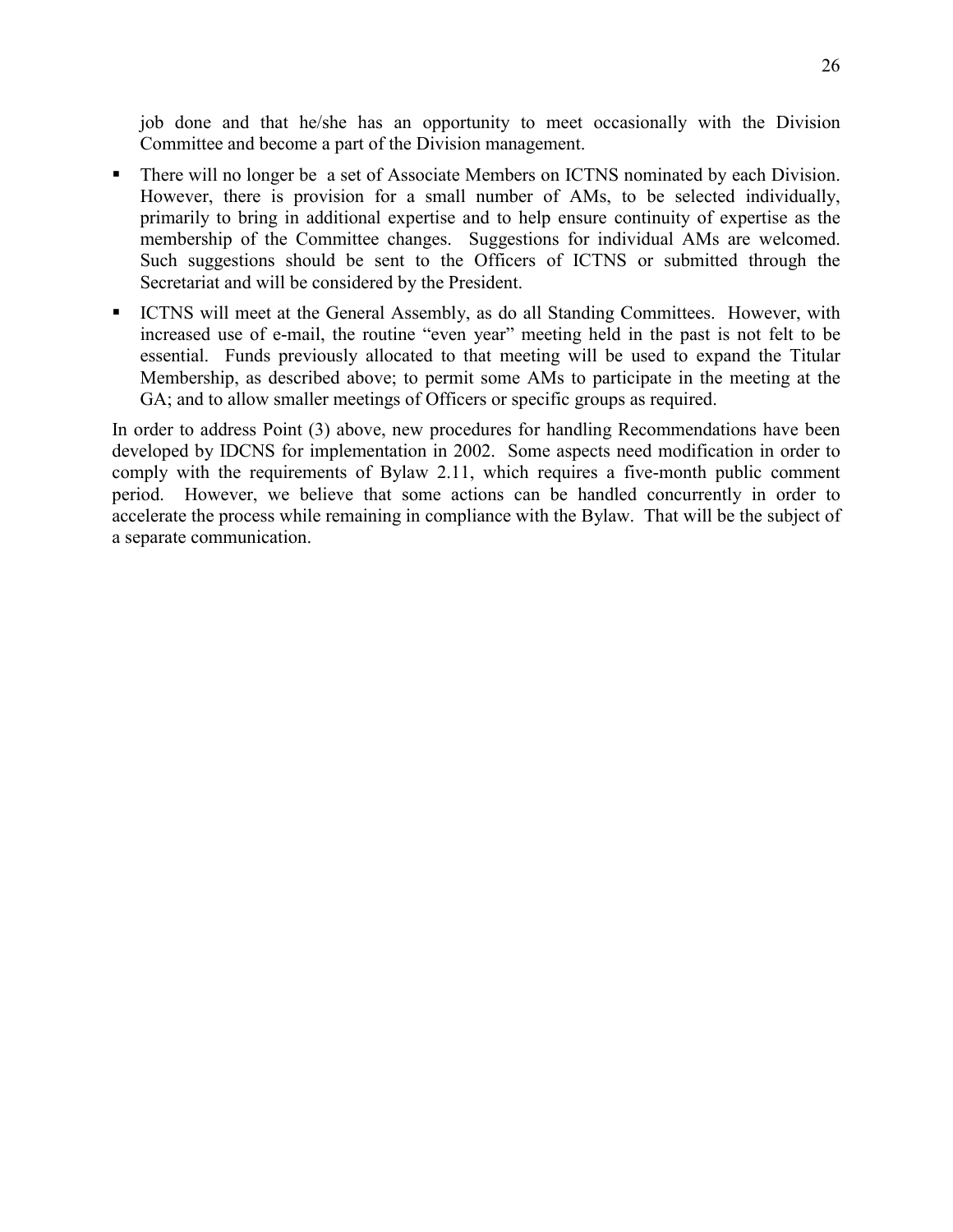job done and that he/she has an opportunity to meet occasionally with the Division Committee and become a part of the Division management.

- There will no longer be a set of Associate Members on ICTNS nominated by each Division. However, there is provision for a small number of AMs, to be selected individually, primarily to bring in additional expertise and to help ensure continuity of expertise as the membership of the Committee changes. Suggestions for individual AMs are welcomed. Such suggestions should be sent to the Officers of ICTNS or submitted through the Secretariat and will be considered by the President.
- ICTNS will meet at the General Assembly, as do all Standing Committees. However, with increased use of e-mail, the routine "even year" meeting held in the past is not felt to be essential. Funds previously allocated to that meeting will be used to expand the Titular Membership, as described above; to permit some AMs to participate in the meeting at the GA; and to allow smaller meetings of Officers or specific groups as required.

In order to address Point (3) above, new procedures for handling Recommendations have been developed by IDCNS for implementation in 2002. Some aspects need modification in order to comply with the requirements of Bylaw 2.11, which requires a five-month public comment period. However, we believe that some actions can be handled concurrently in order to accelerate the process while remaining in compliance with the Bylaw. That will be the subject of a separate communication.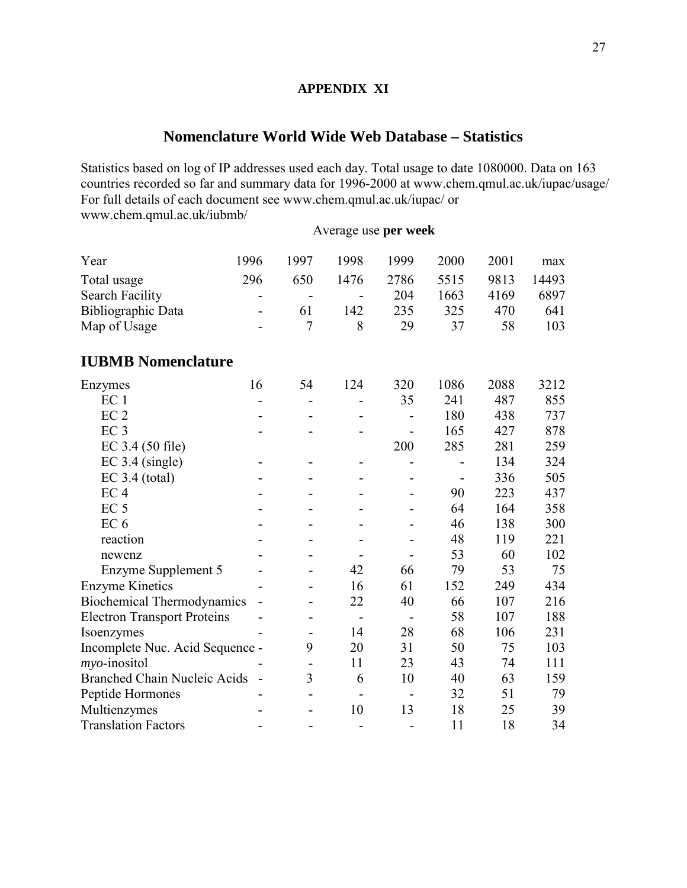**APPENDIX XI**

## Nomenclature World Wide Web Database – Statistics

Statistics based on log of IP addresses used each day. Total usage to date 1080000. Data on 163 countries recorded so far and summary data for 1996-2000 at www.chem.qmul.ac.uk/iupac/usage/ For full details of each document see www.chem.qmul.ac.uk/iupac/ or www.chem.qmul.ac.uk/iubmb/

Average use **per week**

| Year | 1996 | 1997 | 1998 | 1999 | 2000 | 2001 | max |
|---|---|---|---|---|---|---|---|
| Total usage | 296 | 650 | 1476 | 2786 | 5515 | 9813 | 14493 |
| Search Facility | - | - | - | 204 | 1663 | 4169 | 6897 |
| Bibliographic Data | - | 61 | 142 | 235 | 325 | 470 | 641 |
| Map of Usage | - | 7 | 8 | 29 | 37 | 58 | 103 |

## IUBMB Nomenclature

| | 1996 | 1997 | 1998 | 1999 | 2000 | 2001 | max |
|---|---|---|---|---|---|---|---|
| Enzymes | 16 | 54 | 124 | 320 | 1086 | 2088 | 3212 |
| EC 1 | - | - | - | 35 | 241 | 487 | 855 |
| EC 2 | - | - | - | - | 180 | 438 | 737 |
| EC 3 | - | - | - | - | 165 | 427 | 878 |
| EC 3.4 (50 file) | | | | 200 | 285 | 281 | 259 |
| EC 3.4 (single) | - | - | - | - | - | 134 | 324 |
| EC 3.4 (total) | - | - | - | - | - | 336 | 505 |
| EC 4 | - | - | - | - | 90 | 223 | 437 |
| EC 5 | - | - | - | - | 64 | 164 | 358 |
| EC 6 | - | - | - | - | 46 | 138 | 300 |
| reaction | - | - | - | - | 48 | 119 | 221 |
| newenz | - | - | - | - | 53 | 60 | 102 |
| Enzyme Supplement 5 | - | - | 42 | 66 | 79 | 53 | 75 |
| Enzyme Kinetics | - | - | 16 | 61 | 152 | 249 | 434 |
| Biochemical Thermodynamics | - | - | 22 | 40 | 66 | 107 | 216 |
| Electron Transport Proteins | - | - | - | - | 58 | 107 | 188 |
| Isoenzymes | - | - | 14 | 28 | 68 | 106 | 231 |
| Incomplete Nuc. Acid Sequence | - | 9 | 20 | 31 | 50 | 75 | 103 |
| *myo*-inositol | - | - | 11 | 23 | 43 | 74 | 111 |
| Branched Chain Nucleic Acids | - | 3 | 6 | 10 | 40 | 63 | 159 |
| Peptide Hormones | - | - | - | - | 32 | 51 | 79 |
| Multienzymes | - | - | 10 | 13 | 18 | 25 | 39 |
| Translation Factors | - | - | - | - | 11 | 18 | 34 |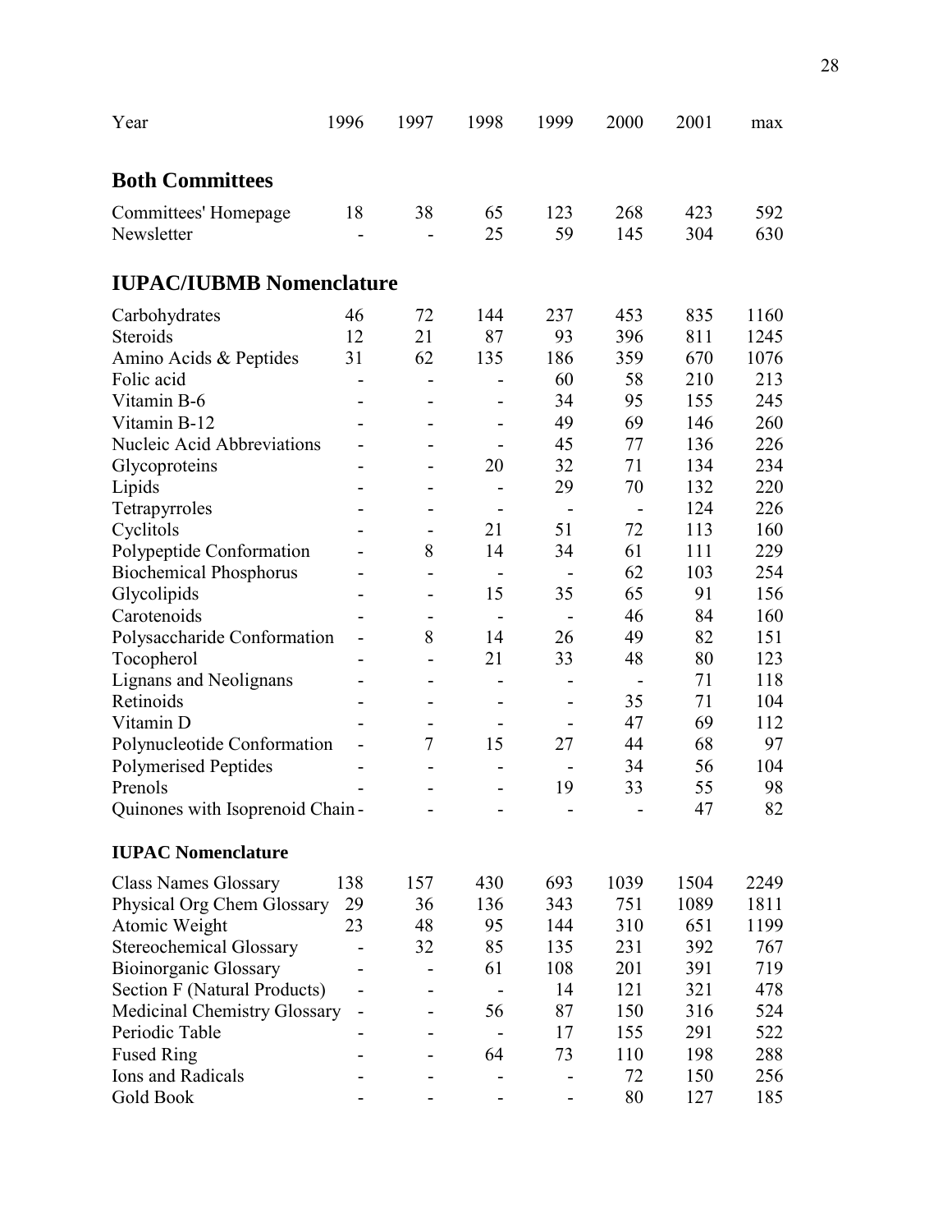| Year | 1996 | 1997 | 1998 | 1999 | 2000 | 2001 | max |
|---|---|---|---|---|---|---|---|
| **Both Committees** | | | | | | | |
| Committees' Homepage | 18 | 38 | 65 | 123 | 268 | 423 | 592 |
| Newsletter | - | - | 25 | 59 | 145 | 304 | 630 |
| **IUPAC/IUBMB Nomenclature** | | | | | | | |
| Carbohydrates | 46 | 72 | 144 | 237 | 453 | 835 | 1160 |
| Steroids | 12 | 21 | 87 | 93 | 396 | 811 | 1245 |
| Amino Acids & Peptides | 31 | 62 | 135 | 186 | 359 | 670 | 1076 |
| Folic acid | - | - | - | 60 | 58 | 210 | 213 |
| Vitamin B-6 | - | - | - | 34 | 95 | 155 | 245 |
| Vitamin B-12 | - | - | - | 49 | 69 | 146 | 260 |
| Nucleic Acid Abbreviations | - | - | - | 45 | 77 | 136 | 226 |
| Glycoproteins | - | - | 20 | 32 | 71 | 134 | 234 |
| Lipids | - | - | - | 29 | 70 | 132 | 220 |
| Tetrapyrroles | - | - | - | - | - | 124 | 226 |
| Cyclitols | - | - | 21 | 51 | 72 | 113 | 160 |
| Polypeptide Conformation | - | 8 | 14 | 34 | 61 | 111 | 229 |
| Biochemical Phosphorus | - | - | - | - | 62 | 103 | 254 |
| Glycolipids | - | - | 15 | 35 | 65 | 91 | 156 |
| Carotenoids | - | - | - | - | 46 | 84 | 160 |
| Polysaccharide Conformation | - | 8 | 14 | 26 | 49 | 82 | 151 |
| Tocopherol | - | - | 21 | 33 | 48 | 80 | 123 |
| Lignans and Neolignans | - | - | - | - | - | 71 | 118 |
| Retinoids | - | - | - | - | 35 | 71 | 104 |
| Vitamin D | - | - | - | - | 47 | 69 | 112 |
| Polynucleotide Conformation | - | 7 | 15 | 27 | 44 | 68 | 97 |
| Polymerised Peptides | - | - | - | - | 34 | 56 | 104 |
| Prenols | - | - | - | 19 | 33 | 55 | 98 |
| Quinones with Isoprenoid Chain | - | - | - | - | - | 47 | 82 |
| **IUPAC Nomenclature** | | | | | | | |
| Class Names Glossary | 138 | 157 | 430 | 693 | 1039 | 1504 | 2249 |
| Physical Org Chem Glossary | 29 | 36 | 136 | 343 | 751 | 1089 | 1811 |
| Atomic Weight | 23 | 48 | 95 | 144 | 310 | 651 | 1199 |
| Stereochemical Glossary | - | 32 | 85 | 135 | 231 | 392 | 767 |
| Bioinorganic Glossary | - | - | 61 | 108 | 201 | 391 | 719 |
| Section F (Natural Products) | - | - | - | 14 | 121 | 321 | 478 |
| Medicinal Chemistry Glossary | - | - | 56 | 87 | 150 | 316 | 524 |
| Periodic Table | - | - | - | 17 | 155 | 291 | 522 |
| Fused Ring | - | - | 64 | 73 | 110 | 198 | 288 |
| Ions and Radicals | - | - | - | - | 72 | 150 | 256 |
| Gold Book | - | - | - | - | 80 | 127 | 185 |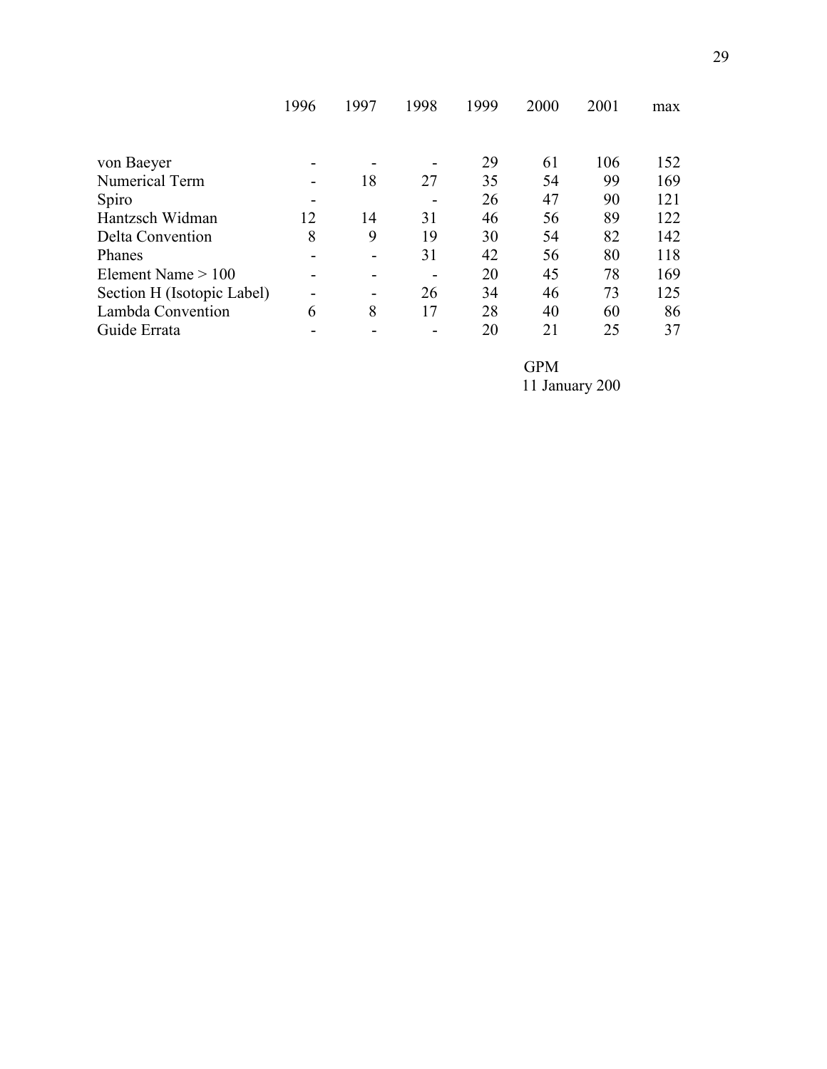| | 1996 | 1997 | 1998 | 1999 | 2000 | 2001 | max |
|---|---|---|---|---|---|---|---|
| von Baeyer | - | - | - | 29 | 61 | 106 | 152 |
| Numerical Term | - | 18 | 27 | 35 | 54 | 99 | 169 |
| Spiro | - | | - | 26 | 47 | 90 | 121 |
| Hantzsch Widman | 12 | 14 | 31 | 46 | 56 | 89 | 122 |
| Delta Convention | 8 | 9 | 19 | 30 | 54 | 82 | 142 |
| Phanes | - | - | 31 | 42 | 56 | 80 | 118 |
| Element Name > 100 | - | - | - | 20 | 45 | 78 | 169 |
| Section H (Isotopic Label) | - | - | 26 | 34 | 46 | 73 | 125 |
| Lambda Convention | 6 | 8 | 17 | 28 | 40 | 60 | 86 |
| Guide Errata | - | - | - | 20 | 21 | 25 | 37 |

GPM
11 January 200